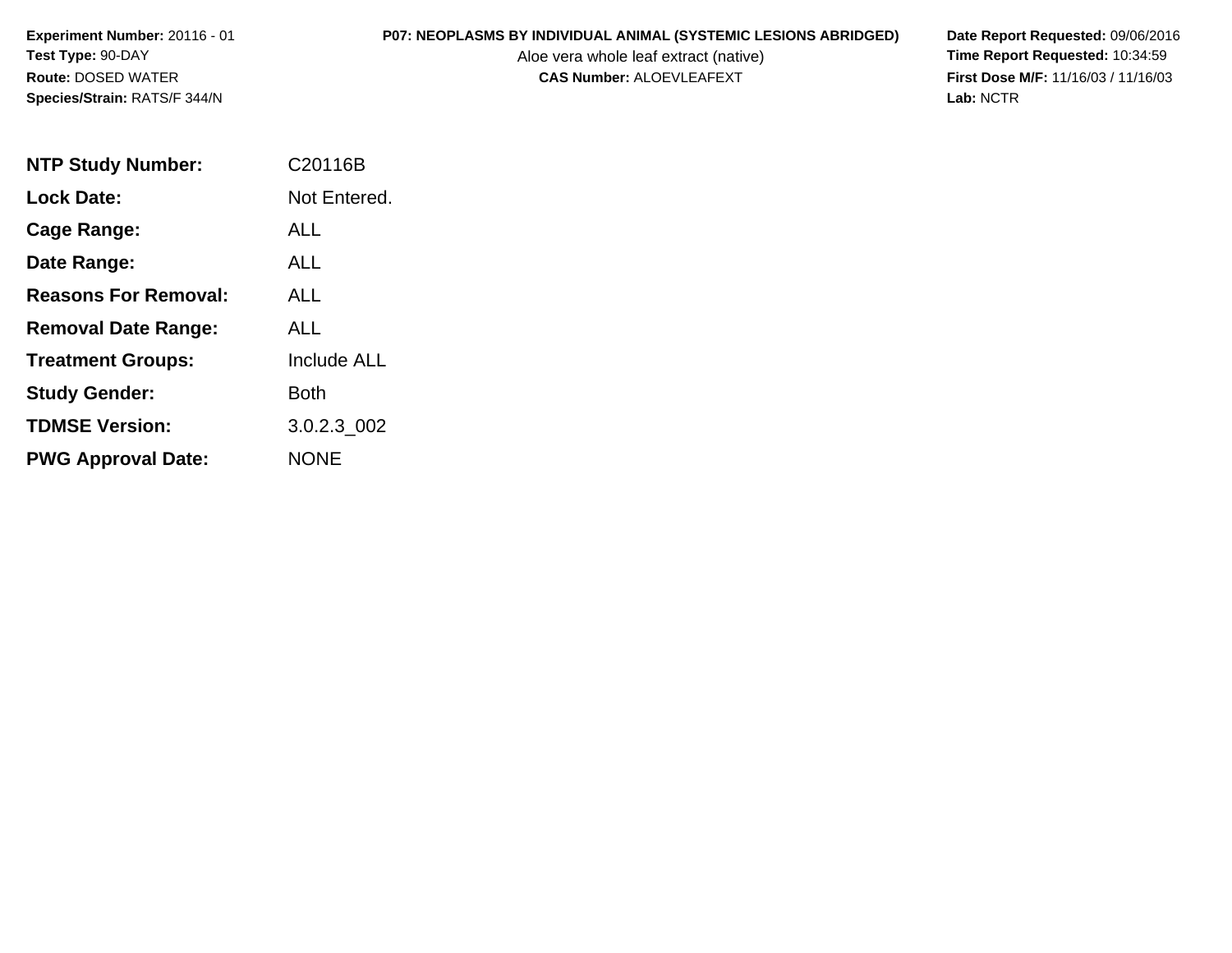**Experiment Number:** 20116 - 01
**Test Type:** 90-DAY
**Route:** DOSED WATER
**Species/Strain:** RATS/F 344/N

**P07: NEOPLASMS BY INDIVIDUAL ANIMAL (SYSTEMIC LESIONS ABRIDGED)**
Aloe vera whole leaf extract (native)
**CAS Number:** ALOEVLEAFEXT

**Date Report Requested:** 09/06/2016
**Time Report Requested:** 10:34:59
**First Dose M/F:** 11/16/03 / 11/16/03
**Lab:** NCTR

| | |
|---|---|
| **NTP Study Number:** | C20116B |
| **Lock Date:** | Not Entered. |
| **Cage Range:** | ALL |
| **Date Range:** | ALL |
| **Reasons For Removal:** | ALL |
| **Removal Date Range:** | ALL |
| **Treatment Groups:** | Include ALL |
| **Study Gender:** | Both |
| **TDMSE Version:** | 3.0.2.3_002 |
| **PWG Approval Date:** | NONE |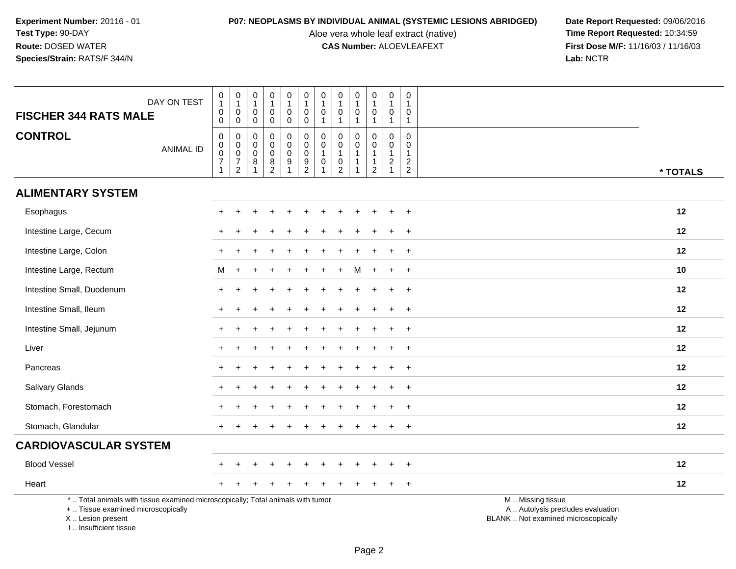**Experiment Number:** 20116 - 01
**Test Type:** 90-DAY
**Route:** DOSED WATER
**Species/Strain:** RATS/F 344/N

**P07: NEOPLASMS BY INDIVIDUAL ANIMAL (SYSTEMIC LESIONS ABRIDGED)**
Aloe vera whole leaf extract (native)
**CAS Number:** ALOEVLEAFEXT

**Date Report Requested:** 09/06/2016
**Time Report Requested:** 10:34:59
**First Dose M/F:** 11/16/03 / 11/16/03
**Lab:** NCTR

| FISCHER 344 RATS MALE — DAY ON TEST | 0100 | 0100 | 0100 | 0100 | 0100 | 0100 | 0101 | 0101 | 0101 | 0101 | 0101 | 0101 | |
|---|---|---|---|---|---|---|---|---|---|---|---|---|---|
| **CONTROL** — ANIMAL ID | 00071 | 00072 | 00081 | 00082 | 00091 | 00092 | 00101 | 00102 | 00111 | 00112 | 00121 | 00122 | * TOTALS |
| **ALIMENTARY SYSTEM** | | | | | | | | | | | | | |
| Esophagus | + | + | + | + | + | + | + | + | + | + | + | + | 12 |
| Intestine Large, Cecum | + | + | + | + | + | + | + | + | + | + | + | + | 12 |
| Intestine Large, Colon | + | + | + | + | + | + | + | + | + | + | + | + | 12 |
| Intestine Large, Rectum | M | + | + | + | + | + | + | + | M | + | + | + | 10 |
| Intestine Small, Duodenum | + | + | + | + | + | + | + | + | + | + | + | + | 12 |
| Intestine Small, Ileum | + | + | + | + | + | + | + | + | + | + | + | + | 12 |
| Intestine Small, Jejunum | + | + | + | + | + | + | + | + | + | + | + | + | 12 |
| Liver | + | + | + | + | + | + | + | + | + | + | + | + | 12 |
| Pancreas | + | + | + | + | + | + | + | + | + | + | + | + | 12 |
| Salivary Glands | + | + | + | + | + | + | + | + | + | + | + | + | 12 |
| Stomach, Forestomach | + | + | + | + | + | + | + | + | + | + | + | + | 12 |
| Stomach, Glandular | + | + | + | + | + | + | + | + | + | + | + | + | 12 |
| **CARDIOVASCULAR SYSTEM** | | | | | | | | | | | | | |
| Blood Vessel | + | + | + | + | + | + | + | + | + | + | + | + | 12 |
| Heart | + | + | + | + | + | + | + | + | + | + | + | + | 12 |

\* .. Total animals with tissue examined microscopically; Total animals with tumor
\+ .. Tissue examined microscopically
X .. Lesion present
I .. Insufficient tissue

M .. Missing tissue
A .. Autolysis precludes evaluation
BLANK .. Not examined microscopically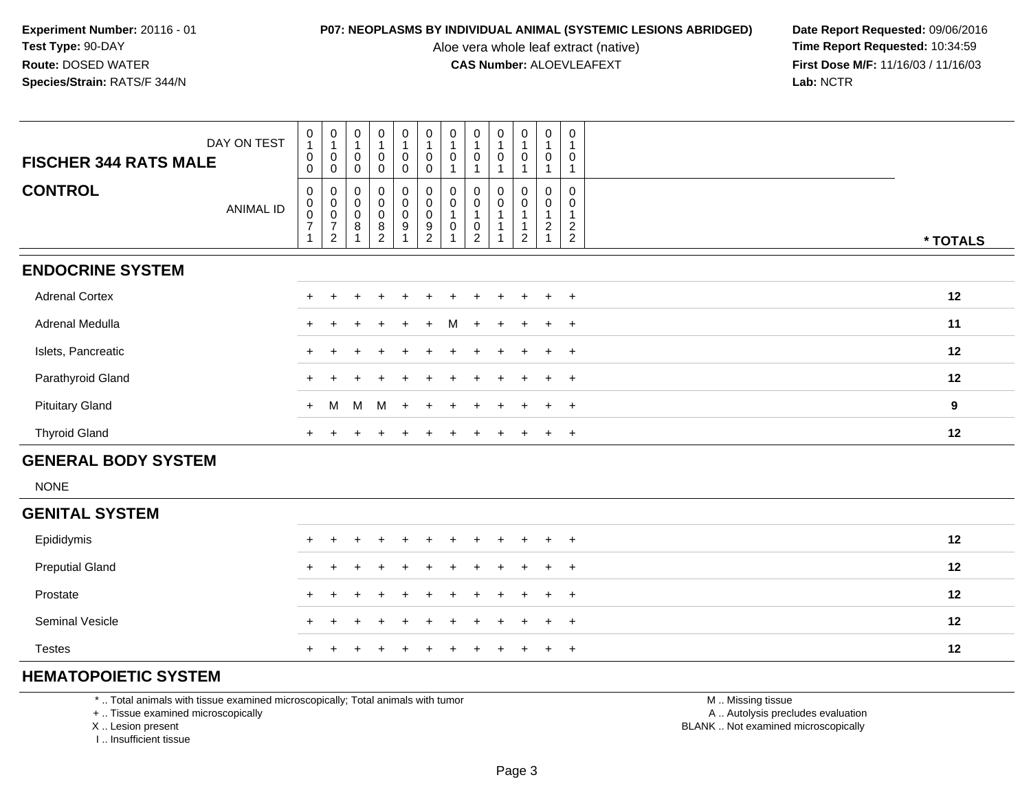**Experiment Number:** 20116 - 01
**Test Type:** 90-DAY
**Route:** DOSED WATER
**Species/Strain:** RATS/F 344/N

**P07: NEOPLASMS BY INDIVIDUAL ANIMAL (SYSTEMIC LESIONS ABRIDGED)**
Aloe vera whole leaf extract (native)
**CAS Number:** ALOEVLEAFEXT

**Date Report Requested:** 09/06/2016
**Time Report Requested:** 10:34:59
**First Dose M/F:** 11/16/03 / 11/16/03
**Lab:** NCTR

| FISCHER 344 RATS MALE — DAY ON TEST | 0100 | 0100 | 0100 | 0100 | 0100 | 0100 | 0101 | 0101 | 0101 | 0101 | 0101 | 0101 | |
|---|---|---|---|---|---|---|---|---|---|---|---|---|---|
| **CONTROL** — ANIMAL ID | 00071 | 00072 | 00081 | 00082 | 00091 | 00092 | 00101 | 00102 | 00111 | 00112 | 00121 | 00122 | *** TOTALS** |
| **ENDOCRINE SYSTEM** | | | | | | | | | | | | | |
| Adrenal Cortex | + | + | + | + | + | + | + | + | + | + | + | + | 12 |
| Adrenal Medulla | + | + | + | + | + | + | M | + | + | + | + | + | 11 |
| Islets, Pancreatic | + | + | + | + | + | + | + | + | + | + | + | + | 12 |
| Parathyroid Gland | + | + | + | + | + | + | + | + | + | + | + | + | 12 |
| Pituitary Gland | + | M | M | M | + | + | + | + | + | + | + | + | 9 |
| Thyroid Gland | + | + | + | + | + | + | + | + | + | + | + | + | 12 |
| **GENERAL BODY SYSTEM** | | | | | | | | | | | | | |
| NONE | | | | | | | | | | | | | |
| **GENITAL SYSTEM** | | | | | | | | | | | | | |
| Epididymis | + | + | + | + | + | + | + | + | + | + | + | + | 12 |
| Preputial Gland | + | + | + | + | + | + | + | + | + | + | + | + | 12 |
| Prostate | + | + | + | + | + | + | + | + | + | + | + | + | 12 |
| Seminal Vesicle | + | + | + | + | + | + | + | + | + | + | + | + | 12 |
| Testes | + | + | + | + | + | + | + | + | + | + | + | + | 12 |
| **HEMATOPOIETIC SYSTEM** | | | | | | | | | | | | | |

* .. Total animals with tissue examined microscopically; Total animals with tumor
+ .. Tissue examined microscopically
X .. Lesion present
I .. Insufficient tissue

M .. Missing tissue
A .. Autolysis precludes evaluation
BLANK .. Not examined microscopically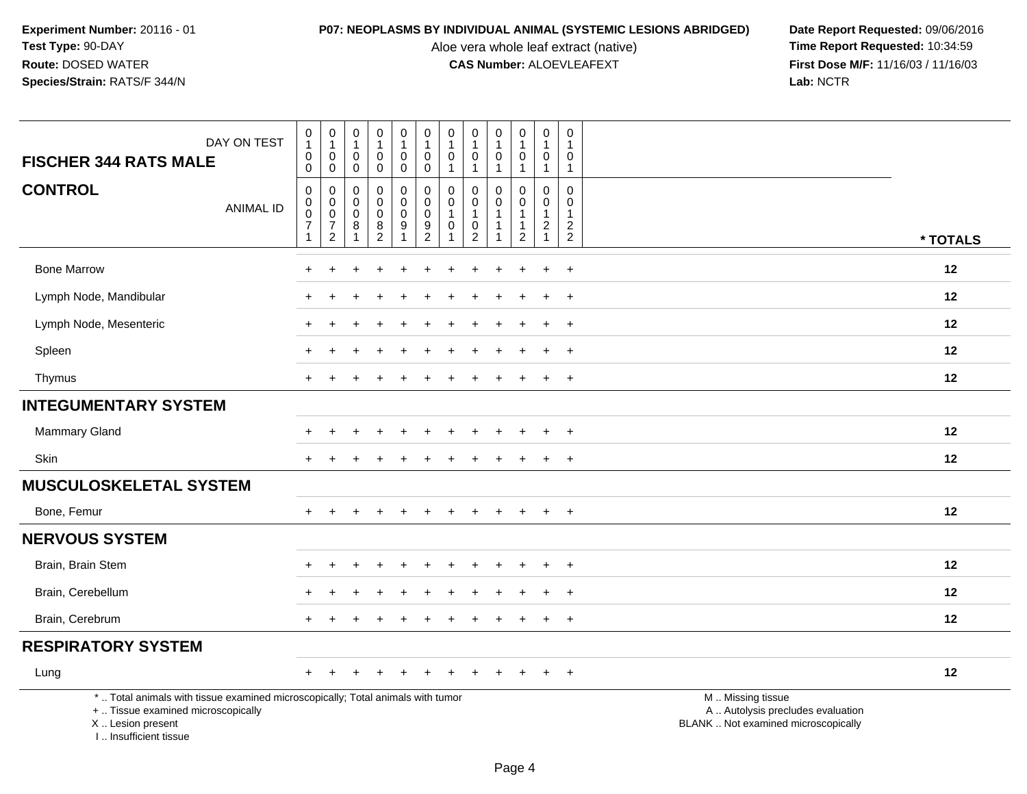**Experiment Number:** 20116 - 01
**Test Type:** 90-DAY
**Route:** DOSED WATER
**Species/Strain:** RATS/F 344/N

**P07: NEOPLASMS BY INDIVIDUAL ANIMAL (SYSTEMIC LESIONS ABRIDGED)**
Aloe vera whole leaf extract (native)
**CAS Number:** ALOEVLEAFEXT

**Date Report Requested:** 09/06/2016
**Time Report Requested:** 10:34:59
**First Dose M/F:** 11/16/03 / 11/16/03
**Lab:** NCTR

| FISCHER 344 RATS MALE — DAY ON TEST | 0100 | 0100 | 0100 | 0100 | 0100 | 0100 | 0101 | 0101 | 0101 | 0101 | 0101 | 0101 | |
|---|---|---|---|---|---|---|---|---|---|---|---|---|---|
| **CONTROL** — ANIMAL ID | 00071 | 00072 | 00081 | 00082 | 00091 | 00092 | 00101 | 00102 | 00111 | 00112 | 00121 | 00122 | *** TOTALS** |
| Bone Marrow | + | + | + | + | + | + | + | + | + | + | + | + | **12** |
| Lymph Node, Mandibular | + | + | + | + | + | + | + | + | + | + | + | + | **12** |
| Lymph Node, Mesenteric | + | + | + | + | + | + | + | + | + | + | + | + | **12** |
| Spleen | + | + | + | + | + | + | + | + | + | + | + | + | **12** |
| Thymus | + | + | + | + | + | + | + | + | + | + | + | + | **12** |
| **INTEGUMENTARY SYSTEM** | | | | | | | | | | | | | |
| Mammary Gland | + | + | + | + | + | + | + | + | + | + | + | + | **12** |
| Skin | + | + | + | + | + | + | + | + | + | + | + | + | **12** |
| **MUSCULOSKELETAL SYSTEM** | | | | | | | | | | | | | |
| Bone, Femur | + | + | + | + | + | + | + | + | + | + | + | + | **12** |
| **NERVOUS SYSTEM** | | | | | | | | | | | | | |
| Brain, Brain Stem | + | + | + | + | + | + | + | + | + | + | + | + | **12** |
| Brain, Cerebellum | + | + | + | + | + | + | + | + | + | + | + | + | **12** |
| Brain, Cerebrum | + | + | + | + | + | + | + | + | + | + | + | + | **12** |
| **RESPIRATORY SYSTEM** | | | | | | | | | | | | | |
| Lung | + | + | + | + | + | + | + | + | + | + | + | + | **12** |

\* .. Total animals with tissue examined microscopically; Total animals with tumor
\+ .. Tissue examined microscopically
X .. Lesion present
I .. Insufficient tissue

M .. Missing tissue
A .. Autolysis precludes evaluation
BLANK .. Not examined microscopically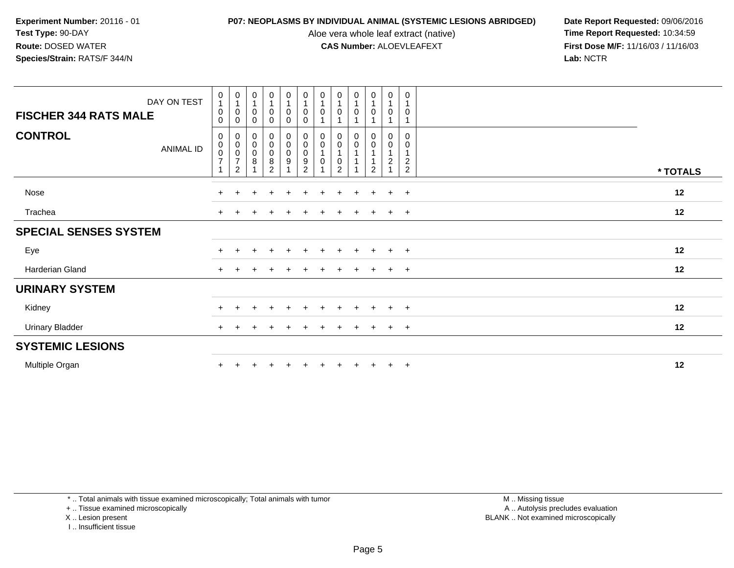**Experiment Number:** 20116 - 01
**Test Type:** 90-DAY
**Route:** DOSED WATER
**Species/Strain:** RATS/F 344/N

**P07: NEOPLASMS BY INDIVIDUAL ANIMAL (SYSTEMIC LESIONS ABRIDGED)**
Aloe vera whole leaf extract (native)
**CAS Number:** ALOEVLEAFEXT

**Date Report Requested:** 09/06/2016
**Time Report Requested:** 10:34:59
**First Dose M/F:** 11/16/03 / 11/16/03
**Lab:** NCTR

| FISCHER 344 RATS MALE — DAY ON TEST | 0100 | 0100 | 0100 | 0100 | 0100 | 0100 | 0101 | 0101 | 0101 | 0101 | 0101 | 0101 | |
|---|---|---|---|---|---|---|---|---|---|---|---|---|---|
| **CONTROL** — ANIMAL ID | 00071 | 00072 | 00081 | 00082 | 00091 | 00092 | 00101 | 00102 | 00111 | 00112 | 00121 | 00122 | * TOTALS |
| Nose | + | + | + | + | + | + | + | + | + | + | + | + | 12 |
| Trachea | + | + | + | + | + | + | + | + | + | + | + | + | 12 |
| **SPECIAL SENSES SYSTEM** | | | | | | | | | | | | | |
| Eye | + | + | + | + | + | + | + | + | + | + | + | + | 12 |
| Harderian Gland | + | + | + | + | + | + | + | + | + | + | + | + | 12 |
| **URINARY SYSTEM** | | | | | | | | | | | | | |
| Kidney | + | + | + | + | + | + | + | + | + | + | + | + | 12 |
| Urinary Bladder | + | + | + | + | + | + | + | + | + | + | + | + | 12 |
| **SYSTEMIC LESIONS** | | | | | | | | | | | | | |
| Multiple Organ | + | + | + | + | + | + | + | + | + | + | + | + | 12 |

* .. Total animals with tissue examined microscopically; Total animals with tumor
+ .. Tissue examined microscopically
X .. Lesion present
I .. Insufficient tissue

M .. Missing tissue
A .. Autolysis precludes evaluation
BLANK .. Not examined microscopically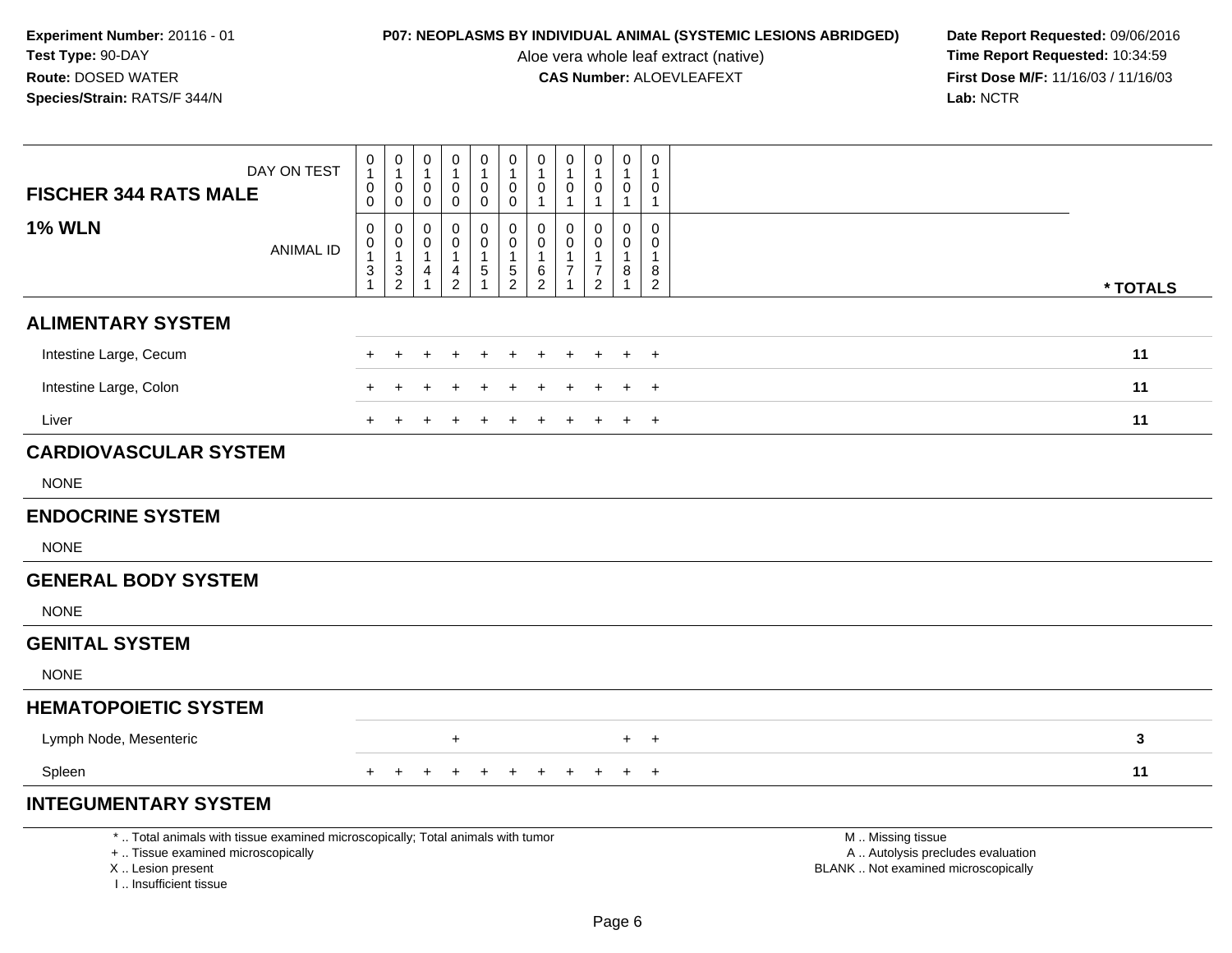**Experiment Number:** 20116 - 01
**Test Type:** 90-DAY
**Route:** DOSED WATER
**Species/Strain:** RATS/F 344/N

**P07: NEOPLASMS BY INDIVIDUAL ANIMAL (SYSTEMIC LESIONS ABRIDGED)**
Aloe vera whole leaf extract (native)
**CAS Number:** ALOEVLEAFEXT

**Date Report Requested:** 09/06/2016
**Time Report Requested:** 10:34:59
**First Dose M/F:** 11/16/03 / 11/16/03
**Lab:** NCTR

| FISCHER 344 RATS MALE — DAY ON TEST | 0100 | 0100 | 0100 | 0100 | 0100 | 0100 | 0101 | 0101 | 0101 | 0101 | 0101 | |
|---|---|---|---|---|---|---|---|---|---|---|---|---|
| **1% WLN** — ANIMAL ID | 00131 | 00132 | 00141 | 00142 | 00151 | 00152 | 00162 | 00171 | 00172 | 00181 | 00182 | *** TOTALS** |
| **ALIMENTARY SYSTEM** | | | | | | | | | | | | |
| Intestine Large, Cecum | + | + | + | + | + | + | + | + | + | + | + | 11 |
| Intestine Large, Colon | + | + | + | + | + | + | + | + | + | + | + | 11 |
| Liver | + | + | + | + | + | + | + | + | + | + | + | 11 |
| **CARDIOVASCULAR SYSTEM** | | | | | | | | | | | | |
| NONE | | | | | | | | | | | | |
| **ENDOCRINE SYSTEM** | | | | | | | | | | | | |
| NONE | | | | | | | | | | | | |
| **GENERAL BODY SYSTEM** | | | | | | | | | | | | |
| NONE | | | | | | | | | | | | |
| **GENITAL SYSTEM** | | | | | | | | | | | | |
| NONE | | | | | | | | | | | | |
| **HEMATOPOIETIC SYSTEM** | | | | | | | | | | | | |
| Lymph Node, Mesenteric | | | | + | | | | | | + | + | 3 |
| Spleen | + | + | + | + | + | + | + | + | + | + | + | 11 |
| **INTEGUMENTARY SYSTEM** | | | | | | | | | | | | |

\* .. Total animals with tissue examined microscopically; Total animals with tumor
\+ .. Tissue examined microscopically
X .. Lesion present
I .. Insufficient tissue

M .. Missing tissue
A .. Autolysis precludes evaluation
BLANK .. Not examined microscopically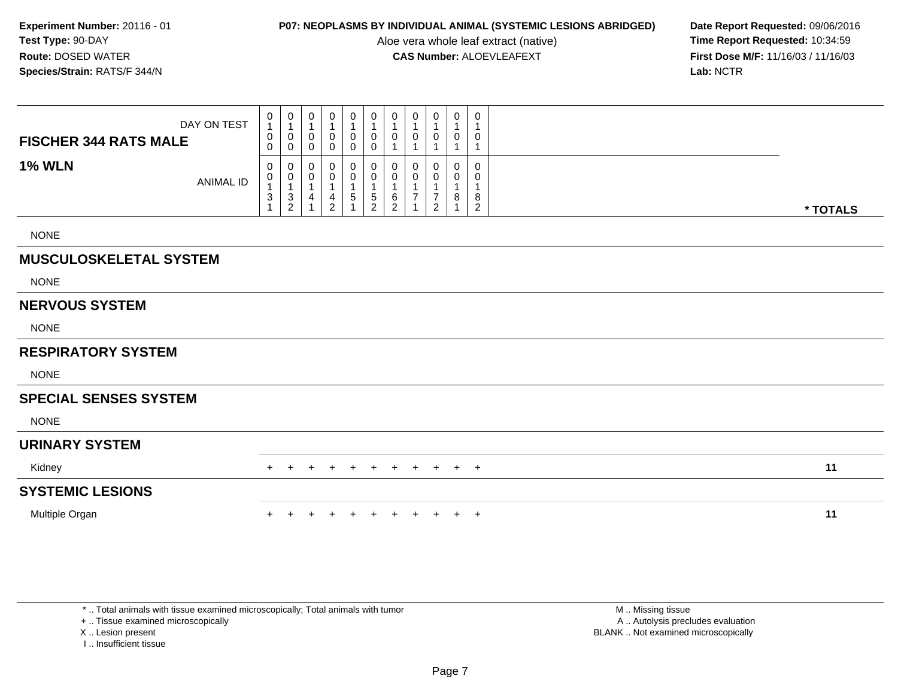**Experiment Number:** 20116 - 01
**Test Type:** 90-DAY
**Route:** DOSED WATER
**Species/Strain:** RATS/F 344/N

**P07: NEOPLASMS BY INDIVIDUAL ANIMAL (SYSTEMIC LESIONS ABRIDGED)**
Aloe vera whole leaf extract (native)
**CAS Number:** ALOEVLEAFEXT

**Date Report Requested:** 09/06/2016
**Time Report Requested:** 10:34:59
**First Dose M/F:** 11/16/03 / 11/16/03
**Lab:** NCTR

| FISCHER 344 RATS MALE — DAY ON TEST | 0100 | 0100 | 0100 | 0100 | 0100 | 0100 | 0101 | 0101 | 0101 | 0101 | 0101 | |
|---|---|---|---|---|---|---|---|---|---|---|---|---|
| **1% WLN** — ANIMAL ID | 00131 | 00132 | 00141 | 00142 | 00151 | 00152 | 00162 | 00171 | 00172 | 00181 | 00182 | * TOTALS |
| NONE | | | | | | | | | | | | |
| **MUSCULOSKELETAL SYSTEM** | | | | | | | | | | | | |
| NONE | | | | | | | | | | | | |
| **NERVOUS SYSTEM** | | | | | | | | | | | | |
| NONE | | | | | | | | | | | | |
| **RESPIRATORY SYSTEM** | | | | | | | | | | | | |
| NONE | | | | | | | | | | | | |
| **SPECIAL SENSES SYSTEM** | | | | | | | | | | | | |
| NONE | | | | | | | | | | | | |
| **URINARY SYSTEM** | | | | | | | | | | | | |
| Kidney | + | + | + | + | + | + | + | + | + | + | + | 11 |
| **SYSTEMIC LESIONS** | | | | | | | | | | | | |
| Multiple Organ | + | + | + | + | + | + | + | + | + | + | + | 11 |

* .. Total animals with tissue examined microscopically; Total animals with tumor
+ .. Tissue examined microscopically
X .. Lesion present
I .. Insufficient tissue

M .. Missing tissue
A .. Autolysis precludes evaluation
BLANK .. Not examined microscopically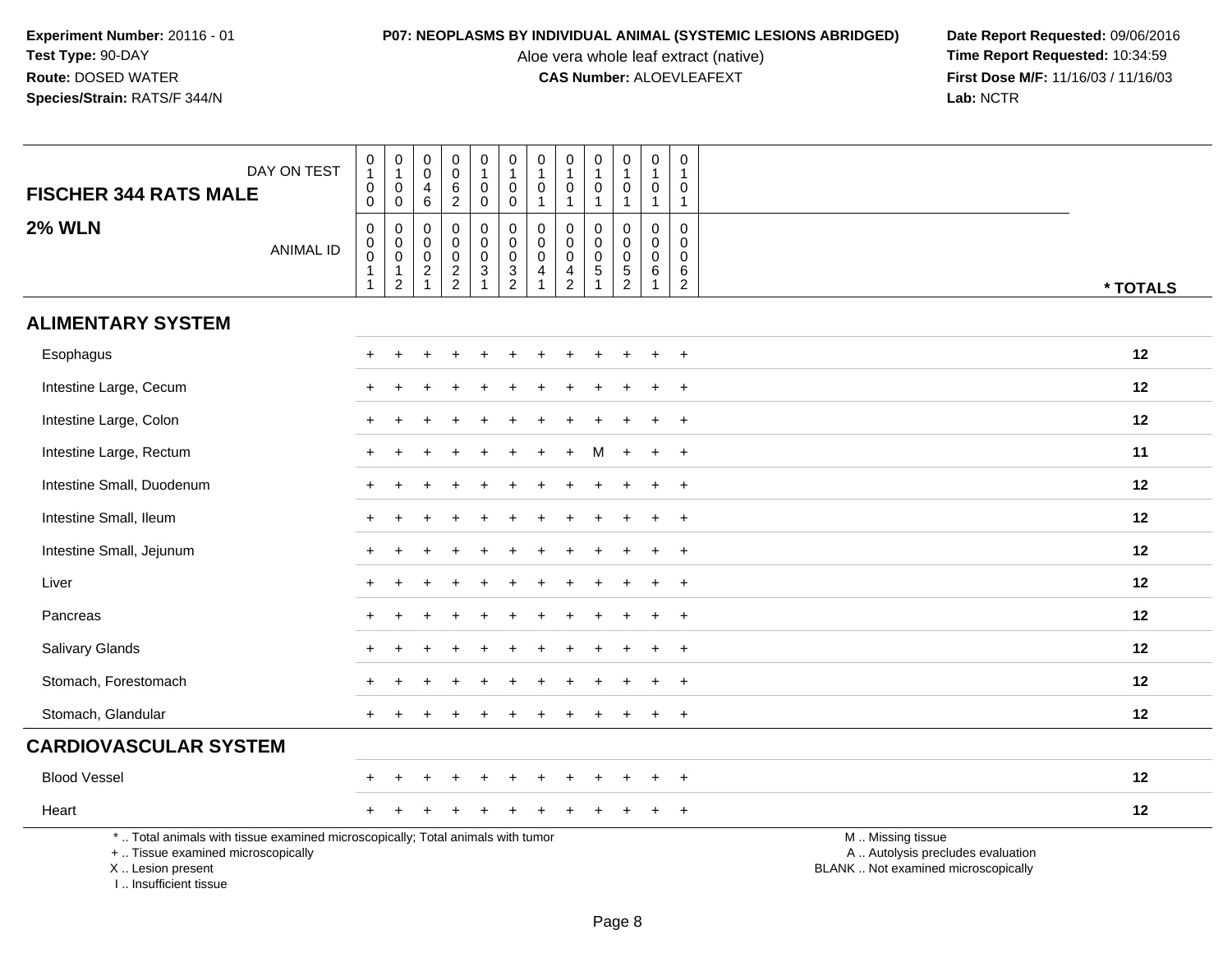**Experiment Number:** 20116 - 01
**Test Type:** 90-DAY
**Route:** DOSED WATER
**Species/Strain:** RATS/F 344/N

**P07: NEOPLASMS BY INDIVIDUAL ANIMAL (SYSTEMIC LESIONS ABRIDGED)**
Aloe vera whole leaf extract (native)
**CAS Number:** ALOEVLEAFEXT

**Date Report Requested:** 09/06/2016
**Time Report Requested:** 10:34:59
**First Dose M/F:** 11/16/03 / 11/16/03
**Lab:** NCTR

| FISCHER 344 RATS MALE — DAY ON TEST | 0100 | 0100 | 0046 | 0062 | 0100 | 0100 | 0101 | 0101 | 0101 | 0101 | 0101 | 0101 | |
|---|---|---|---|---|---|---|---|---|---|---|---|---|---|
| **2% WLN** — ANIMAL ID | 00011 | 00012 | 00021 | 00022 | 00031 | 00032 | 00041 | 00042 | 00051 | 00052 | 00061 | 00062 | * TOTALS |
| **ALIMENTARY SYSTEM** | | | | | | | | | | | | | |
| Esophagus | + | + | + | + | + | + | + | + | + | + | + | + | 12 |
| Intestine Large, Cecum | + | + | + | + | + | + | + | + | + | + | + | + | 12 |
| Intestine Large, Colon | + | + | + | + | + | + | + | + | + | + | + | + | 12 |
| Intestine Large, Rectum | + | + | + | + | + | + | + | + | M | + | + | + | 11 |
| Intestine Small, Duodenum | + | + | + | + | + | + | + | + | + | + | + | + | 12 |
| Intestine Small, Ileum | + | + | + | + | + | + | + | + | + | + | + | + | 12 |
| Intestine Small, Jejunum | + | + | + | + | + | + | + | + | + | + | + | + | 12 |
| Liver | + | + | + | + | + | + | + | + | + | + | + | + | 12 |
| Pancreas | + | + | + | + | + | + | + | + | + | + | + | + | 12 |
| Salivary Glands | + | + | + | + | + | + | + | + | + | + | + | + | 12 |
| Stomach, Forestomach | + | + | + | + | + | + | + | + | + | + | + | + | 12 |
| Stomach, Glandular | + | + | + | + | + | + | + | + | + | + | + | + | 12 |
| **CARDIOVASCULAR SYSTEM** | | | | | | | | | | | | | |
| Blood Vessel | + | + | + | + | + | + | + | + | + | + | + | + | 12 |
| Heart | + | + | + | + | + | + | + | + | + | + | + | + | 12 |

\* .. Total animals with tissue examined microscopically; Total animals with tumor
\+ .. Tissue examined microscopically
X .. Lesion present
I .. Insufficient tissue

M .. Missing tissue
A .. Autolysis precludes evaluation
BLANK .. Not examined microscopically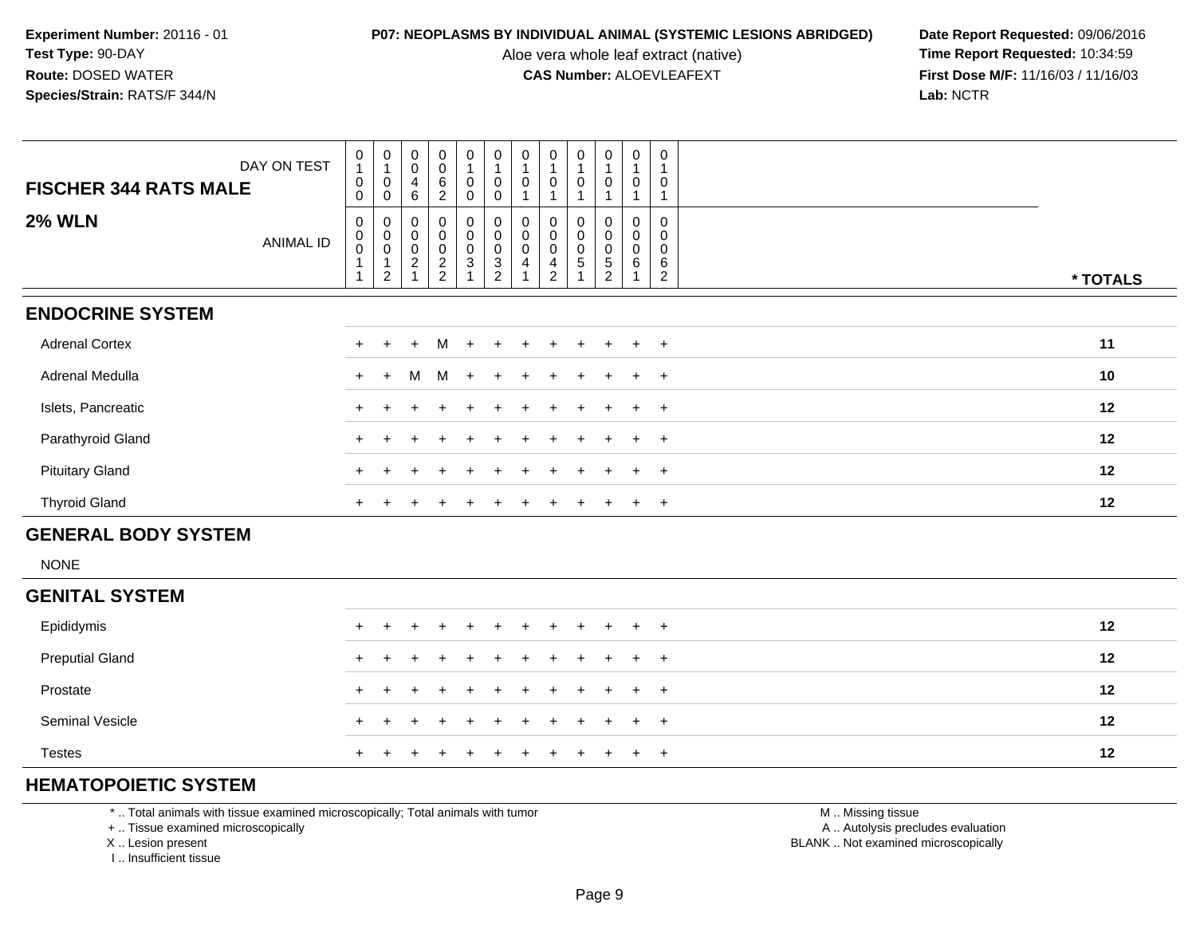**Experiment Number:** 20116 - 01
**Test Type:** 90-DAY
**Route:** DOSED WATER
**Species/Strain:** RATS/F 344/N

**P07: NEOPLASMS BY INDIVIDUAL ANIMAL (SYSTEMIC LESIONS ABRIDGED)**
Aloe vera whole leaf extract (native)
**CAS Number:** ALOEVLEAFEXT

**Date Report Requested:** 09/06/2016
**Time Report Requested:** 10:34:59
**First Dose M/F:** 11/16/03 / 11/16/03
**Lab:** NCTR

| FISCHER 344 RATS MALE — DAY ON TEST | 0100 | 0100 | 0046 | 0062 | 0100 | 0100 | 0101 | 0101 | 0101 | 0101 | 0101 | 0101 | |
|---|---|---|---|---|---|---|---|---|---|---|---|---|---|
| **2% WLN** — ANIMAL ID | 00011 | 00012 | 00021 | 00022 | 00031 | 00032 | 00041 | 00042 | 00051 | 00052 | 00061 | 00062 | * TOTALS |
| **ENDOCRINE SYSTEM** | | | | | | | | | | | | | |
| Adrenal Cortex | + | + | + | M | + | + | + | + | + | + | + | + | 11 |
| Adrenal Medulla | + | + | M | M | + | + | + | + | + | + | + | + | 10 |
| Islets, Pancreatic | + | + | + | + | + | + | + | + | + | + | + | + | 12 |
| Parathyroid Gland | + | + | + | + | + | + | + | + | + | + | + | + | 12 |
| Pituitary Gland | + | + | + | + | + | + | + | + | + | + | + | + | 12 |
| Thyroid Gland | + | + | + | + | + | + | + | + | + | + | + | + | 12 |
| **GENERAL BODY SYSTEM** | | | | | | | | | | | | | |
| NONE | | | | | | | | | | | | | |
| **GENITAL SYSTEM** | | | | | | | | | | | | | |
| Epididymis | + | + | + | + | + | + | + | + | + | + | + | + | 12 |
| Preputial Gland | + | + | + | + | + | + | + | + | + | + | + | + | 12 |
| Prostate | + | + | + | + | + | + | + | + | + | + | + | + | 12 |
| Seminal Vesicle | + | + | + | + | + | + | + | + | + | + | + | + | 12 |
| Testes | + | + | + | + | + | + | + | + | + | + | + | + | 12 |
| **HEMATOPOIETIC SYSTEM** | | | | | | | | | | | | | |

\* .. Total animals with tissue examined microscopically; Total animals with tumor
\+ .. Tissue examined microscopically
X .. Lesion present
I .. Insufficient tissue

M .. Missing tissue
A .. Autolysis precludes evaluation
BLANK .. Not examined microscopically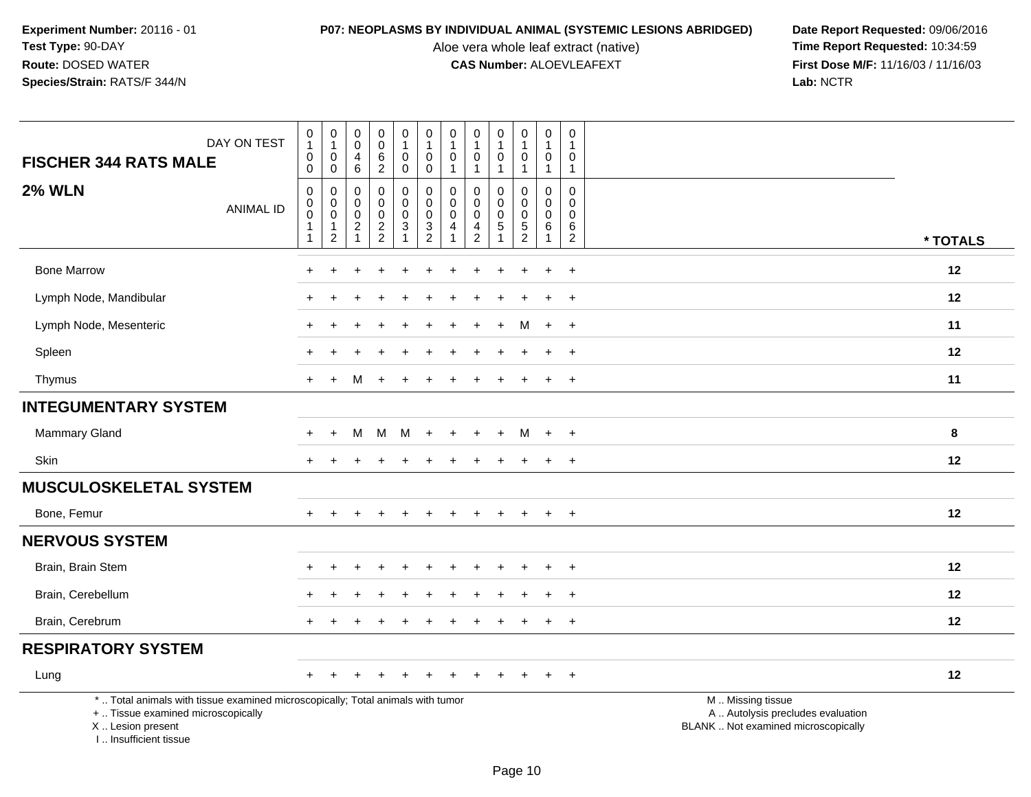**Experiment Number:** 20116 - 01
**Test Type:** 90-DAY
**Route:** DOSED WATER
**Species/Strain:** RATS/F 344/N

**P07: NEOPLASMS BY INDIVIDUAL ANIMAL (SYSTEMIC LESIONS ABRIDGED)**
Aloe vera whole leaf extract (native)
**CAS Number:** ALOEVLEAFEXT

**Date Report Requested:** 09/06/2016
**Time Report Requested:** 10:34:59
**First Dose M/F:** 11/16/03 / 11/16/03
**Lab:** NCTR

| FISCHER 344 RATS MALE — DAY ON TEST | 0100 | 0100 | 0046 | 0062 | 0100 | 0100 | 0101 | 0101 | 0101 | 0101 | 0101 | 0101 | |
|---|---|---|---|---|---|---|---|---|---|---|---|---|---|
| **2% WLN** — ANIMAL ID | 00011 | 00012 | 00021 | 00022 | 00031 | 00032 | 00041 | 00042 | 00051 | 00052 | 00061 | 00062 | *** TOTALS** |
| Bone Marrow | + | + | + | + | + | + | + | + | + | + | + | + | **12** |
| Lymph Node, Mandibular | + | + | + | + | + | + | + | + | + | + | + | + | **12** |
| Lymph Node, Mesenteric | + | + | + | + | + | + | + | + | + | M | + | + | **11** |
| Spleen | + | + | + | + | + | + | + | + | + | + | + | + | **12** |
| Thymus | + | + | M | + | + | + | + | + | + | + | + | + | **11** |
| **INTEGUMENTARY SYSTEM** | | | | | | | | | | | | | |
| Mammary Gland | + | + | M | M | M | + | + | + | + | M | + | + | **8** |
| Skin | + | + | + | + | + | + | + | + | + | + | + | + | **12** |
| **MUSCULOSKELETAL SYSTEM** | | | | | | | | | | | | | |
| Bone, Femur | + | + | + | + | + | + | + | + | + | + | + | + | **12** |
| **NERVOUS SYSTEM** | | | | | | | | | | | | | |
| Brain, Brain Stem | + | + | + | + | + | + | + | + | + | + | + | + | **12** |
| Brain, Cerebellum | + | + | + | + | + | + | + | + | + | + | + | + | **12** |
| Brain, Cerebrum | + | + | + | + | + | + | + | + | + | + | + | + | **12** |
| **RESPIRATORY SYSTEM** | | | | | | | | | | | | | |
| Lung | + | + | + | + | + | + | + | + | + | + | + | + | **12** |

\* .. Total animals with tissue examined microscopically; Total animals with tumor
\+ .. Tissue examined microscopically
X .. Lesion present
I .. Insufficient tissue

M .. Missing tissue
A .. Autolysis precludes evaluation
BLANK .. Not examined microscopically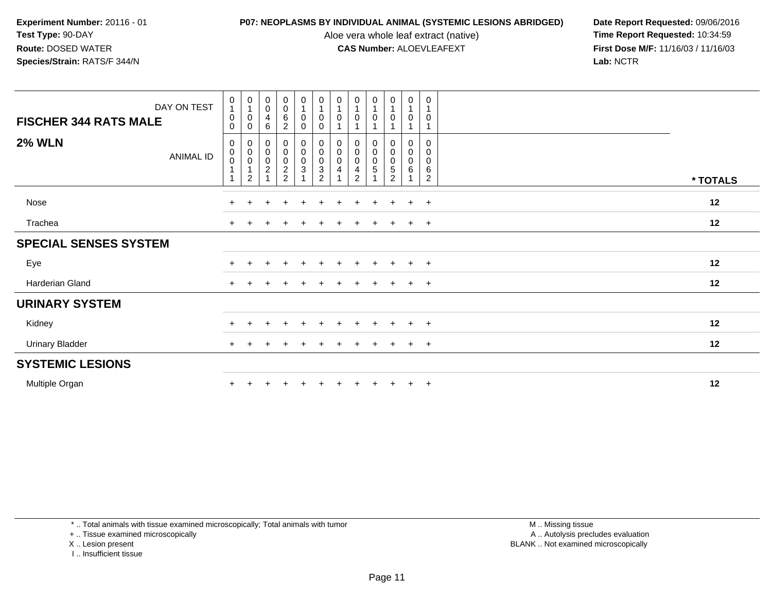**Experiment Number:** 20116 - 01
**Test Type:** 90-DAY
**Route:** DOSED WATER
**Species/Strain:** RATS/F 344/N

**P07: NEOPLASMS BY INDIVIDUAL ANIMAL (SYSTEMIC LESIONS ABRIDGED)**
Aloe vera whole leaf extract (native)
**CAS Number:** ALOEVLEAFEXT

**Date Report Requested:** 09/06/2016
**Time Report Requested:** 10:34:59
**First Dose M/F:** 11/16/03 / 11/16/03
**Lab:** NCTR

| DAY ON TEST | 0100 | 0100 | 0046 | 0062 | 0100 | 0100 | 0101 | 0101 | 0101 | 0101 | 0101 | 0101 | |
|---|---|---|---|---|---|---|---|---|---|---|---|---|---|
| **FISCHER 344 RATS MALE** | | | | | | | | | | | | | |
| **2% WLN** ANIMAL ID | 00011 | 00012 | 00021 | 00022 | 00031 | 00032 | 00041 | 00042 | 00051 | 00052 | 00061 | 00062 | **\* TOTALS** |
| Nose | + | + | + | + | + | + | + | + | + | + | + | + | **12** |
| Trachea | + | + | + | + | + | + | + | + | + | + | + | + | **12** |
| **SPECIAL SENSES SYSTEM** | | | | | | | | | | | | | |
| Eye | + | + | + | + | + | + | + | + | + | + | + | + | **12** |
| Harderian Gland | + | + | + | + | + | + | + | + | + | + | + | + | **12** |
| **URINARY SYSTEM** | | | | | | | | | | | | | |
| Kidney | + | + | + | + | + | + | + | + | + | + | + | + | **12** |
| Urinary Bladder | + | + | + | + | + | + | + | + | + | + | + | + | **12** |
| **SYSTEMIC LESIONS** | | | | | | | | | | | | | |
| Multiple Organ | + | + | + | + | + | + | + | + | + | + | + | + | **12** |

\* .. Total animals with tissue examined microscopically; Total animals with tumor
\+ .. Tissue examined microscopically
X .. Lesion present
I .. Insufficient tissue

M .. Missing tissue
A .. Autolysis precludes evaluation
BLANK .. Not examined microscopically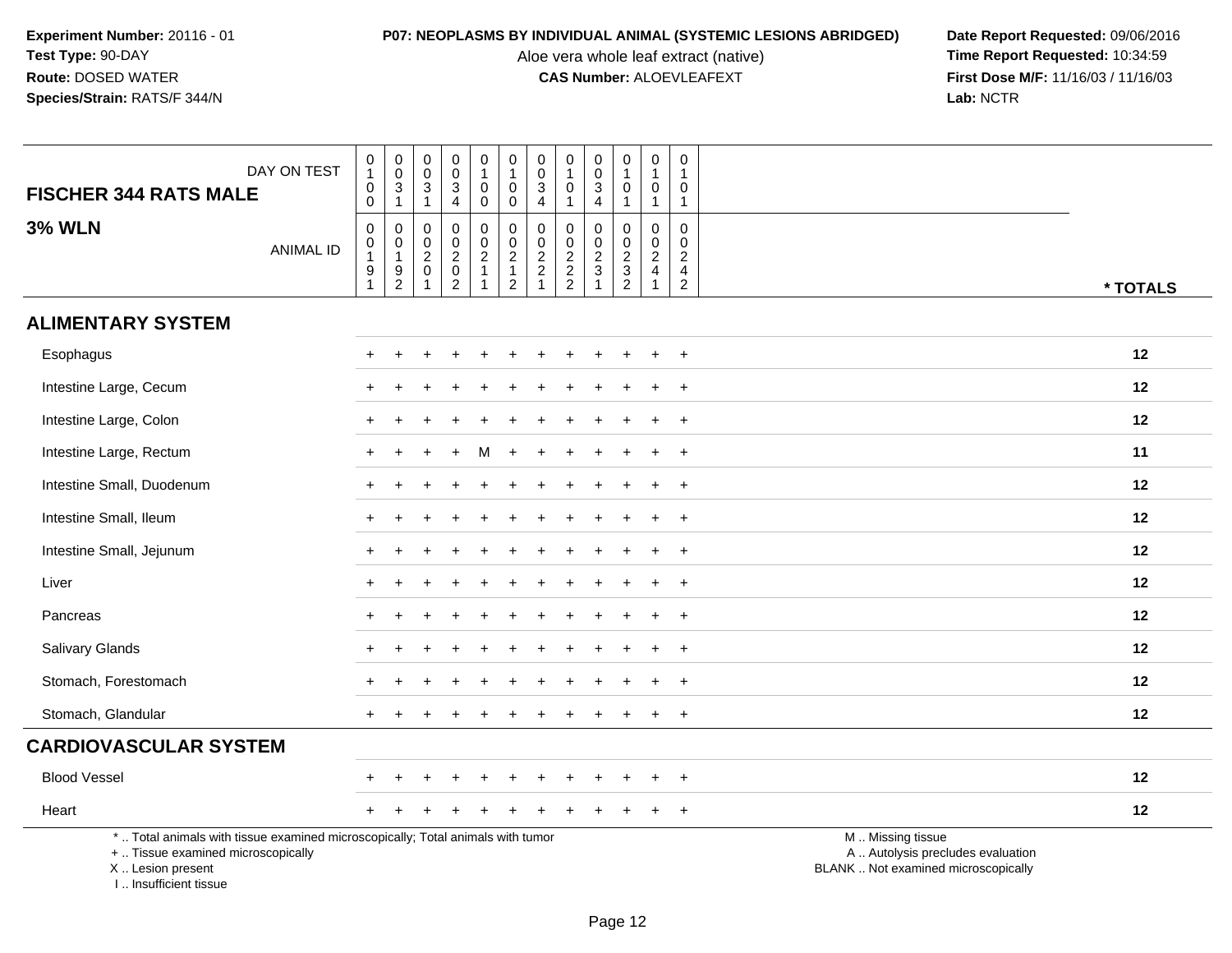**Experiment Number:** 20116 - 01
**Test Type:** 90-DAY
**Route:** DOSED WATER
**Species/Strain:** RATS/F 344/N

**P07: NEOPLASMS BY INDIVIDUAL ANIMAL (SYSTEMIC LESIONS ABRIDGED)**
Aloe vera whole leaf extract (native)
**CAS Number:** ALOEVLEAFEXT

**Date Report Requested:** 09/06/2016
**Time Report Requested:** 10:34:59
**First Dose M/F:** 11/16/03 / 11/16/03
**Lab:** NCTR

**FISCHER 344 RATS MALE**

**3% WLN**

| DAY ON TEST | 0100 | 0031 | 0031 | 0034 | 0100 | 0100 | 0034 | 0101 | 0034 | 0101 | 0101 | 0101 | |
|---|---|---|---|---|---|---|---|---|---|---|---|---|---|
| ANIMAL ID | 00191 | 00192 | 00201 | 00202 | 00211 | 00212 | 00221 | 00222 | 00231 | 00232 | 00241 | 00242 | * TOTALS |
| **ALIMENTARY SYSTEM** | | | | | | | | | | | | | |
| Esophagus | + | + | + | + | + | + | + | + | + | + | + | + | 12 |
| Intestine Large, Cecum | + | + | + | + | + | + | + | + | + | + | + | + | 12 |
| Intestine Large, Colon | + | + | + | + | + | + | + | + | + | + | + | + | 12 |
| Intestine Large, Rectum | + | + | + | + | M | + | + | + | + | + | + | + | 11 |
| Intestine Small, Duodenum | + | + | + | + | + | + | + | + | + | + | + | + | 12 |
| Intestine Small, Ileum | + | + | + | + | + | + | + | + | + | + | + | + | 12 |
| Intestine Small, Jejunum | + | + | + | + | + | + | + | + | + | + | + | + | 12 |
| Liver | + | + | + | + | + | + | + | + | + | + | + | + | 12 |
| Pancreas | + | + | + | + | + | + | + | + | + | + | + | + | 12 |
| Salivary Glands | + | + | + | + | + | + | + | + | + | + | + | + | 12 |
| Stomach, Forestomach | + | + | + | + | + | + | + | + | + | + | + | + | 12 |
| Stomach, Glandular | + | + | + | + | + | + | + | + | + | + | + | + | 12 |
| **CARDIOVASCULAR SYSTEM** | | | | | | | | | | | | | |
| Blood Vessel | + | + | + | + | + | + | + | + | + | + | + | + | 12 |
| Heart | + | + | + | + | + | + | + | + | + | + | + | + | 12 |

\* .. Total animals with tissue examined microscopically; Total animals with tumor
\+ .. Tissue examined microscopically
X .. Lesion present
I .. Insufficient tissue

M .. Missing tissue
A .. Autolysis precludes evaluation
BLANK .. Not examined microscopically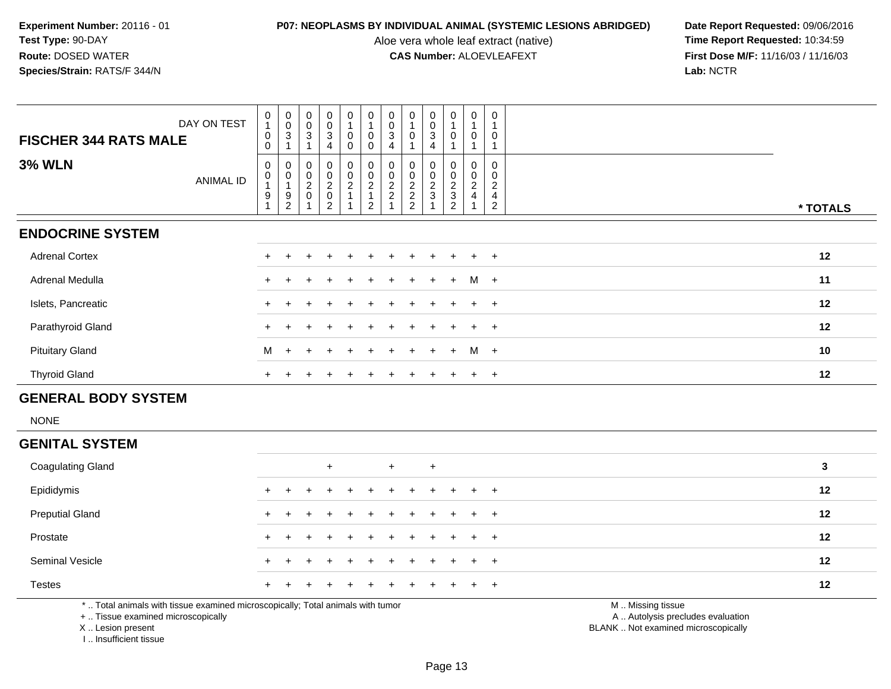**Experiment Number:** 20116 - 01
**Test Type:** 90-DAY
**Route:** DOSED WATER
**Species/Strain:** RATS/F 344/N

**P07: NEOPLASMS BY INDIVIDUAL ANIMAL (SYSTEMIC LESIONS ABRIDGED)**
Aloe vera whole leaf extract (native)
**CAS Number:** ALOEVLEAFEXT

**Date Report Requested:** 09/06/2016
**Time Report Requested:** 10:34:59
**First Dose M/F:** 11/16/03 / 11/16/03
**Lab:** NCTR

| FISCHER 344 RATS MALE — DAY ON TEST | 0100 | 0031 | 0031 | 0034 | 0100 | 0100 | 0034 | 0101 | 0034 | 0101 | 0101 | 0101 | |
|---|---|---|---|---|---|---|---|---|---|---|---|---|---|
| **3% WLN** — ANIMAL ID | 00191 | 00192 | 00201 | 00202 | 00211 | 00212 | 00221 | 00222 | 00231 | 00232 | 00241 | 00242 | *** TOTALS** |
| **ENDOCRINE SYSTEM** | | | | | | | | | | | | | |
| Adrenal Cortex | + | + | + | + | + | + | + | + | + | + | + | + | **12** |
| Adrenal Medulla | + | + | + | + | + | + | + | + | + | + | M | + | **11** |
| Islets, Pancreatic | + | + | + | + | + | + | + | + | + | + | + | + | **12** |
| Parathyroid Gland | + | + | + | + | + | + | + | + | + | + | + | + | **12** |
| Pituitary Gland | M | + | + | + | + | + | + | + | + | + | M | + | **10** |
| Thyroid Gland | + | + | + | + | + | + | + | + | + | + | + | + | **12** |
| **GENERAL BODY SYSTEM** | | | | | | | | | | | | | |
| NONE | | | | | | | | | | | | | |
| **GENITAL SYSTEM** | | | | | | | | | | | | | |
| Coagulating Gland | | | | + | | | + | | + | | | | **3** |
| Epididymis | + | + | + | + | + | + | + | + | + | + | + | + | **12** |
| Preputial Gland | + | + | + | + | + | + | + | + | + | + | + | + | **12** |
| Prostate | + | + | + | + | + | + | + | + | + | + | + | + | **12** |
| Seminal Vesicle | + | + | + | + | + | + | + | + | + | + | + | + | **12** |
| Testes | + | + | + | + | + | + | + | + | + | + | + | + | **12** |

\* .. Total animals with tissue examined microscopically; Total animals with tumor
\+ .. Tissue examined microscopically
X .. Lesion present
I .. Insufficient tissue

M .. Missing tissue
A .. Autolysis precludes evaluation
BLANK .. Not examined microscopically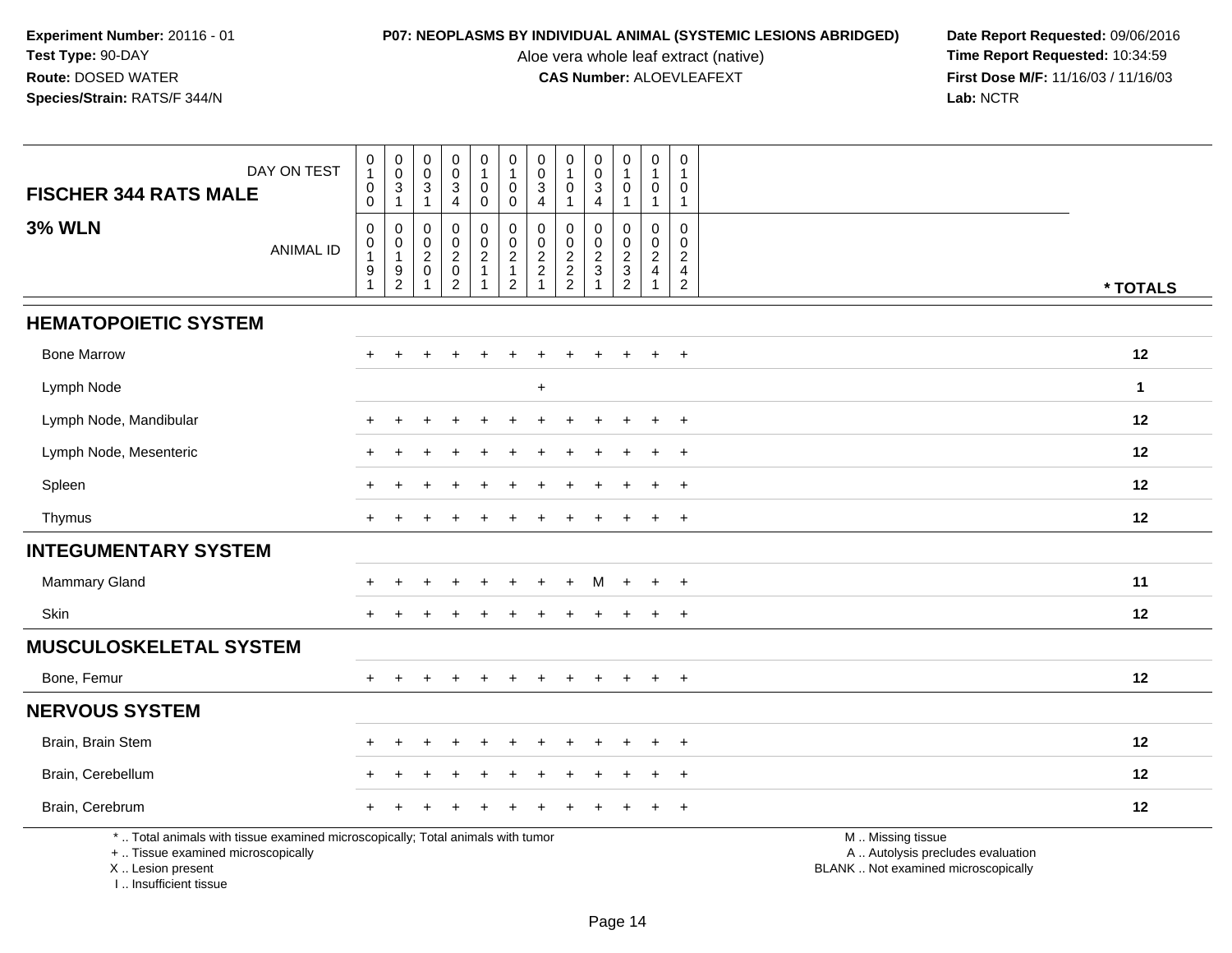**Experiment Number:** 20116 - 01
**Test Type:** 90-DAY
**Route:** DOSED WATER
**Species/Strain:** RATS/F 344/N

**P07: NEOPLASMS BY INDIVIDUAL ANIMAL (SYSTEMIC LESIONS ABRIDGED)**
Aloe vera whole leaf extract (native)
**CAS Number:** ALOEVLEAFEXT

**Date Report Requested:** 09/06/2016
**Time Report Requested:** 10:34:59
**First Dose M/F:** 11/16/03 / 11/16/03
**Lab:** NCTR

## FISCHER 344 RATS MALE — 3% WLN

| DAY ON TEST | 0100 | 0031 | 0031 | 0034 | 0100 | 0100 | 0034 | 0101 | 0034 | 0101 | 0101 | 0101 | |
|---|---|---|---|---|---|---|---|---|---|---|---|---|---|
| ANIMAL ID | 00191 | 00192 | 00201 | 00202 | 00211 | 00212 | 00221 | 00222 | 00231 | 00232 | 00241 | 00242 | * TOTALS |
| **HEMATOPOIETIC SYSTEM** | | | | | | | | | | | | | |
| Bone Marrow | + | + | + | + | + | + | + | + | + | + | + | + | 12 |
| Lymph Node | | | | | | | + | | | | | | 1 |
| Lymph Node, Mandibular | + | + | + | + | + | + | + | + | + | + | + | + | 12 |
| Lymph Node, Mesenteric | + | + | + | + | + | + | + | + | + | + | + | + | 12 |
| Spleen | + | + | + | + | + | + | + | + | + | + | + | + | 12 |
| Thymus | + | + | + | + | + | + | + | + | + | + | + | + | 12 |
| **INTEGUMENTARY SYSTEM** | | | | | | | | | | | | | |
| Mammary Gland | + | + | + | + | + | + | + | + | M | + | + | + | 11 |
| Skin | + | + | + | + | + | + | + | + | + | + | + | + | 12 |
| **MUSCULOSKELETAL SYSTEM** | | | | | | | | | | | | | |
| Bone, Femur | + | + | + | + | + | + | + | + | + | + | + | + | 12 |
| **NERVOUS SYSTEM** | | | | | | | | | | | | | |
| Brain, Brain Stem | + | + | + | + | + | + | + | + | + | + | + | + | 12 |
| Brain, Cerebellum | + | + | + | + | + | + | + | + | + | + | + | + | 12 |
| Brain, Cerebrum | + | + | + | + | + | + | + | + | + | + | + | + | 12 |

* .. Total animals with tissue examined microscopically; Total animals with tumor
+ .. Tissue examined microscopically
X .. Lesion present
I .. Insufficient tissue

M .. Missing tissue
A .. Autolysis precludes evaluation
BLANK .. Not examined microscopically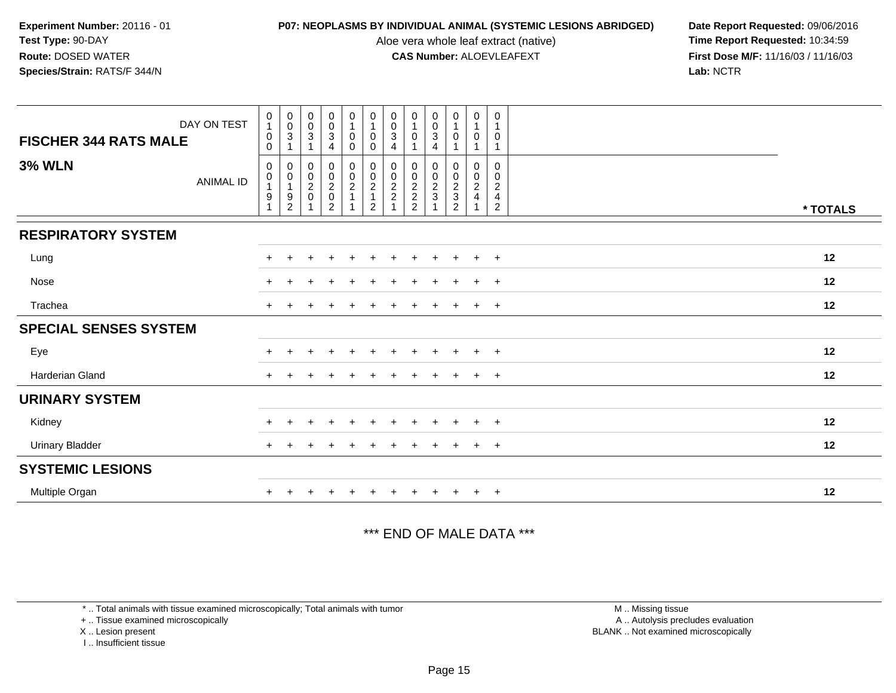**Experiment Number:** 20116 - 01
**Test Type:** 90-DAY
**Route:** DOSED WATER
**Species/Strain:** RATS/F 344/N

**P07: NEOPLASMS BY INDIVIDUAL ANIMAL (SYSTEMIC LESIONS ABRIDGED)**
Aloe vera whole leaf extract (native)
**CAS Number:** ALOEVLEAFEXT

**Date Report Requested:** 09/06/2016
**Time Report Requested:** 10:34:59
**First Dose M/F:** 11/16/03 / 11/16/03
**Lab:** NCTR

| FISCHER 344 RATS MALE — DAY ON TEST | 0100 | 0031 | 0031 | 0034 | 0100 | 0100 | 0034 | 0101 | 0034 | 0101 | 0101 | 0101 | |
|---|---|---|---|---|---|---|---|---|---|---|---|---|---|
| **3% WLN** — ANIMAL ID | 00191 | 00192 | 00201 | 00202 | 00211 | 00212 | 00221 | 00222 | 00231 | 00232 | 00241 | 00242 | *** TOTALS** |
| **RESPIRATORY SYSTEM** | | | | | | | | | | | | | |
| Lung | + | + | + | + | + | + | + | + | + | + | + | + | 12 |
| Nose | + | + | + | + | + | + | + | + | + | + | + | + | 12 |
| Trachea | + | + | + | + | + | + | + | + | + | + | + | + | 12 |
| **SPECIAL SENSES SYSTEM** | | | | | | | | | | | | | |
| Eye | + | + | + | + | + | + | + | + | + | + | + | + | 12 |
| Harderian Gland | + | + | + | + | + | + | + | + | + | + | + | + | 12 |
| **URINARY SYSTEM** | | | | | | | | | | | | | |
| Kidney | + | + | + | + | + | + | + | + | + | + | + | + | 12 |
| Urinary Bladder | + | + | + | + | + | + | + | + | + | + | + | + | 12 |
| **SYSTEMIC LESIONS** | | | | | | | | | | | | | |
| Multiple Organ | + | + | + | + | + | + | + | + | + | + | + | + | 12 |

*** END OF MALE DATA ***

* .. Total animals with tissue examined microscopically; Total animals with tumor
+ .. Tissue examined microscopically
X .. Lesion present
I .. Insufficient tissue

M .. Missing tissue
A .. Autolysis precludes evaluation
BLANK .. Not examined microscopically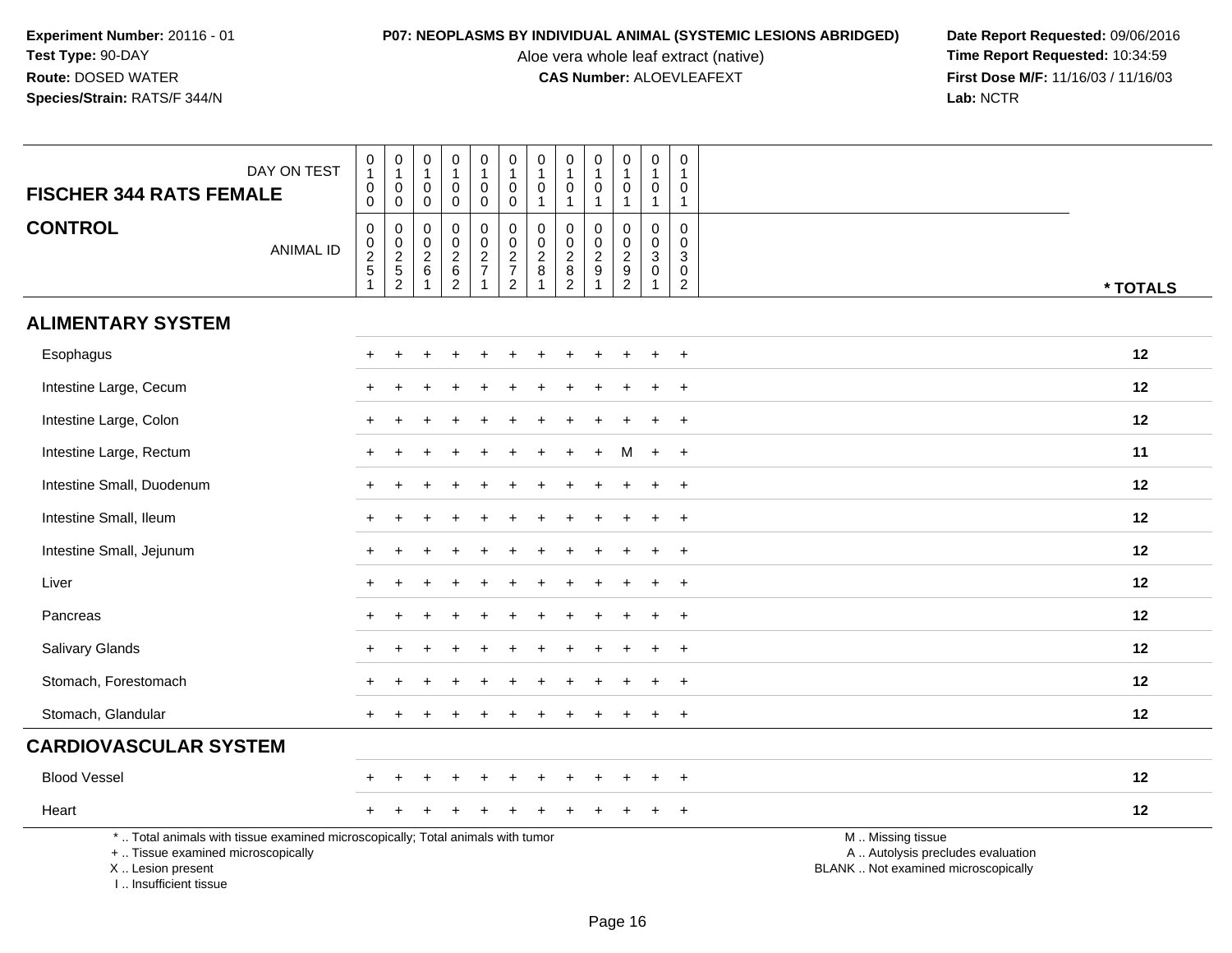**Experiment Number:** 20116 - 01
**Test Type:** 90-DAY
**Route:** DOSED WATER
**Species/Strain:** RATS/F 344/N

**P07: NEOPLASMS BY INDIVIDUAL ANIMAL (SYSTEMIC LESIONS ABRIDGED)**
Aloe vera whole leaf extract (native)
**CAS Number:** ALOEVLEAFEXT

**Date Report Requested:** 09/06/2016
**Time Report Requested:** 10:34:59
**First Dose M/F:** 11/16/03 / 11/16/03
**Lab:** NCTR

| FISCHER 344 RATS FEMALE — DAY ON TEST | 0100 | 0100 | 0100 | 0100 | 0100 | 0100 | 0101 | 0101 | 0101 | 0101 | 0101 | 0101 | |
|---|---|---|---|---|---|---|---|---|---|---|---|---|---|
| **CONTROL** — ANIMAL ID | 00251 | 00252 | 00261 | 00262 | 00271 | 00272 | 00281 | 00282 | 00291 | 00292 | 00301 | 00302 | * TOTALS |
| **ALIMENTARY SYSTEM** | | | | | | | | | | | | | |
| Esophagus | + | + | + | + | + | + | + | + | + | + | + | + | 12 |
| Intestine Large, Cecum | + | + | + | + | + | + | + | + | + | + | + | + | 12 |
| Intestine Large, Colon | + | + | + | + | + | + | + | + | + | + | + | + | 12 |
| Intestine Large, Rectum | + | + | + | + | + | + | + | + | + | M | + | + | 11 |
| Intestine Small, Duodenum | + | + | + | + | + | + | + | + | + | + | + | + | 12 |
| Intestine Small, Ileum | + | + | + | + | + | + | + | + | + | + | + | + | 12 |
| Intestine Small, Jejunum | + | + | + | + | + | + | + | + | + | + | + | + | 12 |
| Liver | + | + | + | + | + | + | + | + | + | + | + | + | 12 |
| Pancreas | + | + | + | + | + | + | + | + | + | + | + | + | 12 |
| Salivary Glands | + | + | + | + | + | + | + | + | + | + | + | + | 12 |
| Stomach, Forestomach | + | + | + | + | + | + | + | + | + | + | + | + | 12 |
| Stomach, Glandular | + | + | + | + | + | + | + | + | + | + | + | + | 12 |
| **CARDIOVASCULAR SYSTEM** | | | | | | | | | | | | | |
| Blood Vessel | + | + | + | + | + | + | + | + | + | + | + | + | 12 |
| Heart | + | + | + | + | + | + | + | + | + | + | + | + | 12 |

\* .. Total animals with tissue examined microscopically; Total animals with tumor
\+ .. Tissue examined microscopically
X .. Lesion present
I .. Insufficient tissue

M .. Missing tissue
A .. Autolysis precludes evaluation
BLANK .. Not examined microscopically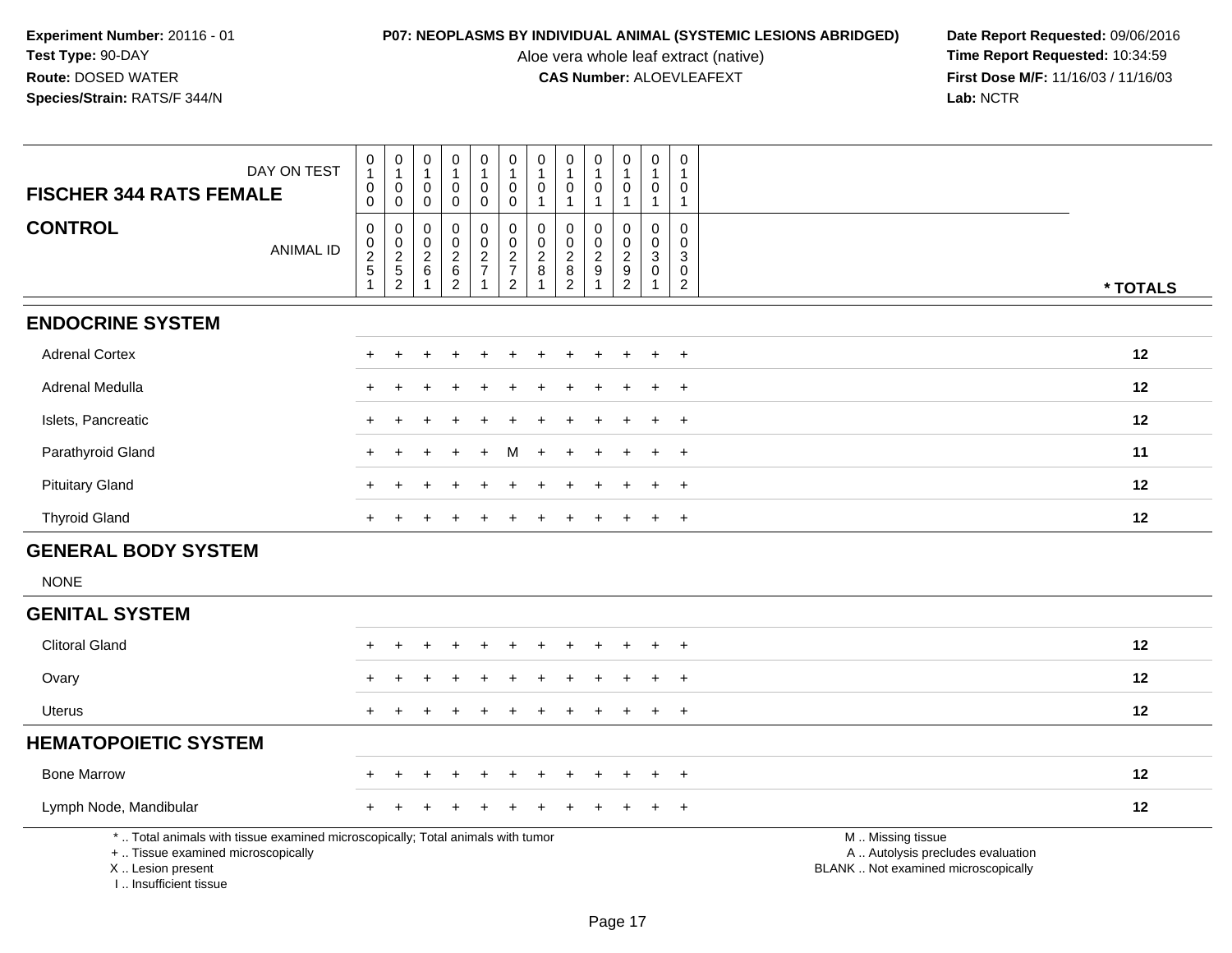**Experiment Number:** 20116 - 01
**Test Type:** 90-DAY
**Route:** DOSED WATER
**Species/Strain:** RATS/F 344/N

**P07: NEOPLASMS BY INDIVIDUAL ANIMAL (SYSTEMIC LESIONS ABRIDGED)**
Aloe vera whole leaf extract (native)
**CAS Number:** ALOEVLEAFEXT

**Date Report Requested:** 09/06/2016
**Time Report Requested:** 10:34:59
**First Dose M/F:** 11/16/03 / 11/16/03
**Lab:** NCTR

| FISCHER 344 RATS FEMALE — DAY ON TEST | 0100 | 0100 | 0100 | 0100 | 0100 | 0100 | 0101 | 0101 | 0101 | 0101 | 0101 | 0101 | |
|---|---|---|---|---|---|---|---|---|---|---|---|---|---|
| **CONTROL** — ANIMAL ID | 00251 | 00252 | 00261 | 00262 | 00271 | 00272 | 00281 | 00282 | 00291 | 00292 | 00301 | 00302 | * TOTALS |
| **ENDOCRINE SYSTEM** | | | | | | | | | | | | | |
| Adrenal Cortex | + | + | + | + | + | + | + | + | + | + | + | + | 12 |
| Adrenal Medulla | + | + | + | + | + | + | + | + | + | + | + | + | 12 |
| Islets, Pancreatic | + | + | + | + | + | + | + | + | + | + | + | + | 12 |
| Parathyroid Gland | + | + | + | + | + | M | + | + | + | + | + | + | 11 |
| Pituitary Gland | + | + | + | + | + | + | + | + | + | + | + | + | 12 |
| Thyroid Gland | + | + | + | + | + | + | + | + | + | + | + | + | 12 |
| **GENERAL BODY SYSTEM** | | | | | | | | | | | | | |
| NONE | | | | | | | | | | | | | |
| **GENITAL SYSTEM** | | | | | | | | | | | | | |
| Clitoral Gland | + | + | + | + | + | + | + | + | + | + | + | + | 12 |
| Ovary | + | + | + | + | + | + | + | + | + | + | + | + | 12 |
| Uterus | + | + | + | + | + | + | + | + | + | + | + | + | 12 |
| **HEMATOPOIETIC SYSTEM** | | | | | | | | | | | | | |
| Bone Marrow | + | + | + | + | + | + | + | + | + | + | + | + | 12 |
| Lymph Node, Mandibular | + | + | + | + | + | + | + | + | + | + | + | + | 12 |

* .. Total animals with tissue examined microscopically; Total animals with tumor
+ .. Tissue examined microscopically
X .. Lesion present
I .. Insufficient tissue

M .. Missing tissue
A .. Autolysis precludes evaluation
BLANK .. Not examined microscopically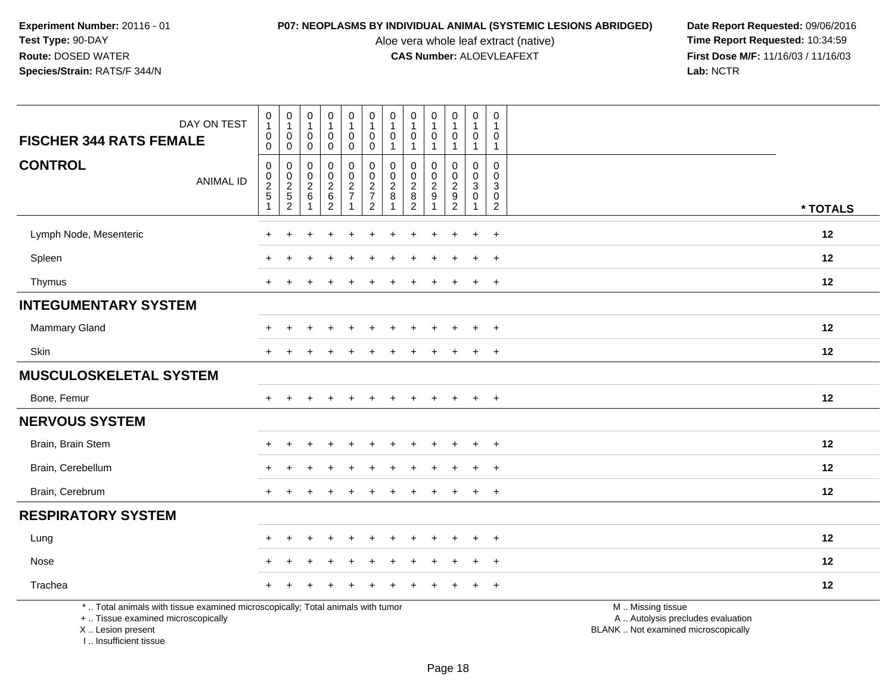**Experiment Number:** 20116 - 01
**Test Type:** 90-DAY
**Route:** DOSED WATER
**Species/Strain:** RATS/F 344/N

**P07: NEOPLASMS BY INDIVIDUAL ANIMAL (SYSTEMIC LESIONS ABRIDGED)**
Aloe vera whole leaf extract (native)
**CAS Number:** ALOEVLEAFEXT

**Date Report Requested:** 09/06/2016
**Time Report Requested:** 10:34:59
**First Dose M/F:** 11/16/03 / 11/16/03
**Lab:** NCTR

| FISCHER 344 RATS FEMALE — DAY ON TEST | 0100 | 0100 | 0100 | 0100 | 0100 | 0100 | 0101 | 0101 | 0101 | 0101 | 0101 | 0101 | |
|---|---|---|---|---|---|---|---|---|---|---|---|---|---|
| **CONTROL** — ANIMAL ID | 00251 | 00252 | 00261 | 00262 | 00271 | 00272 | 00281 | 00282 | 00291 | 00292 | 00301 | 00302 | *** TOTALS** |
| Lymph Node, Mesenteric | + | + | + | + | + | + | + | + | + | + | + | + | 12 |
| Spleen | + | + | + | + | + | + | + | + | + | + | + | + | 12 |
| Thymus | + | + | + | + | + | + | + | + | + | + | + | + | 12 |
| **INTEGUMENTARY SYSTEM** | | | | | | | | | | | | | |
| Mammary Gland | + | + | + | + | + | + | + | + | + | + | + | + | 12 |
| Skin | + | + | + | + | + | + | + | + | + | + | + | + | 12 |
| **MUSCULOSKELETAL SYSTEM** | | | | | | | | | | | | | |
| Bone, Femur | + | + | + | + | + | + | + | + | + | + | + | + | 12 |
| **NERVOUS SYSTEM** | | | | | | | | | | | | | |
| Brain, Brain Stem | + | + | + | + | + | + | + | + | + | + | + | + | 12 |
| Brain, Cerebellum | + | + | + | + | + | + | + | + | + | + | + | + | 12 |
| Brain, Cerebrum | + | + | + | + | + | + | + | + | + | + | + | + | 12 |
| **RESPIRATORY SYSTEM** | | | | | | | | | | | | | |
| Lung | + | + | + | + | + | + | + | + | + | + | + | + | 12 |
| Nose | + | + | + | + | + | + | + | + | + | + | + | + | 12 |
| Trachea | + | + | + | + | + | + | + | + | + | + | + | + | 12 |

* .. Total animals with tissue examined microscopically; Total animals with tumor
+ .. Tissue examined microscopically
X .. Lesion present
I .. Insufficient tissue

M .. Missing tissue
A .. Autolysis precludes evaluation
BLANK .. Not examined microscopically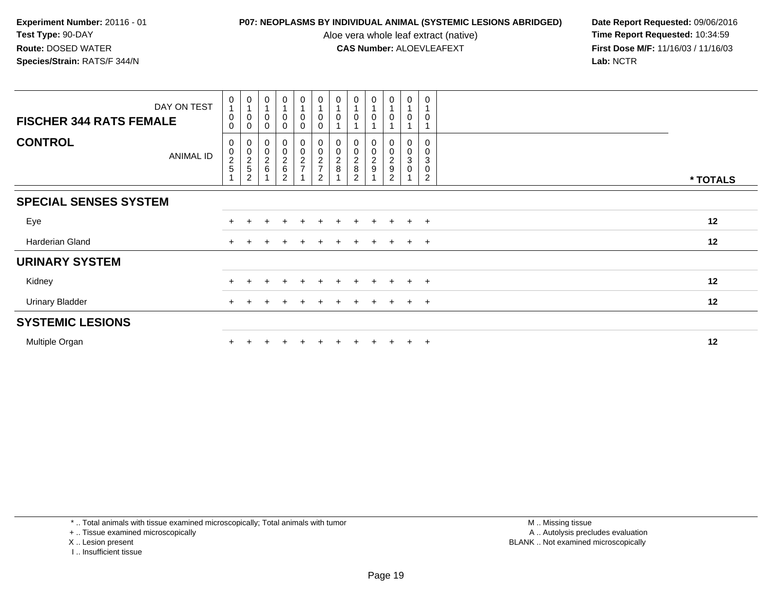**Experiment Number:** 20116 - 01
**Test Type:** 90-DAY
**Route:** DOSED WATER
**Species/Strain:** RATS/F 344/N

**P07: NEOPLASMS BY INDIVIDUAL ANIMAL (SYSTEMIC LESIONS ABRIDGED)**
Aloe vera whole leaf extract (native)
**CAS Number:** ALOEVLEAFEXT

**Date Report Requested:** 09/06/2016
**Time Report Requested:** 10:34:59
**First Dose M/F:** 11/16/03 / 11/16/03
**Lab:** NCTR

| DAY ON TEST | 0100 | 0100 | 0100 | 0100 | 0100 | 0100 | 0101 | 0101 | 0101 | 0101 | 0101 | 0101 | |
|---|---|---|---|---|---|---|---|---|---|---|---|---|---|
| **FISCHER 344 RATS FEMALE** | | | | | | | | | | | | | |
| **CONTROL** ANIMAL ID | 00251 | 00252 | 00261 | 00262 | 00271 | 00272 | 00281 | 00282 | 00291 | 00292 | 00301 | 00302 | **\* TOTALS** |
| **SPECIAL SENSES SYSTEM** | | | | | | | | | | | | | |
| Eye | + | + | + | + | + | + | + | + | + | + | + | + | **12** |
| Harderian Gland | + | + | + | + | + | + | + | + | + | + | + | + | **12** |
| **URINARY SYSTEM** | | | | | | | | | | | | | |
| Kidney | + | + | + | + | + | + | + | + | + | + | + | + | **12** |
| Urinary Bladder | + | + | + | + | + | + | + | + | + | + | + | + | **12** |
| **SYSTEMIC LESIONS** | | | | | | | | | | | | | |
| Multiple Organ | + | + | + | + | + | + | + | + | + | + | + | + | **12** |

\* .. Total animals with tissue examined microscopically; Total animals with tumor
\+ .. Tissue examined microscopically
X .. Lesion present
I .. Insufficient tissue

M .. Missing tissue
A .. Autolysis precludes evaluation
BLANK .. Not examined microscopically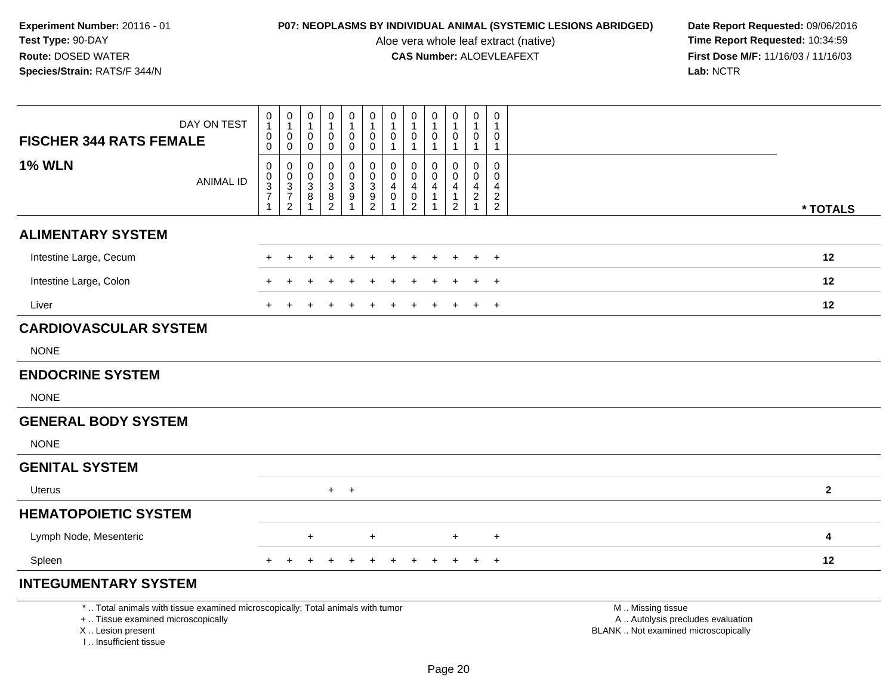**Experiment Number:** 20116 - 01
**Test Type:** 90-DAY
**Route:** DOSED WATER
**Species/Strain:** RATS/F 344/N

**P07: NEOPLASMS BY INDIVIDUAL ANIMAL (SYSTEMIC LESIONS ABRIDGED)**
Aloe vera whole leaf extract (native)
**CAS Number:** ALOEVLEAFEXT

**Date Report Requested:** 09/06/2016
**Time Report Requested:** 10:34:59
**First Dose M/F:** 11/16/03 / 11/16/03
**Lab:** NCTR

| FISCHER 344 RATS FEMALE — DAY ON TEST | 0100 | 0100 | 0100 | 0100 | 0100 | 0100 | 0101 | 0101 | 0101 | 0101 | 0101 | 0101 | |
|---|---|---|---|---|---|---|---|---|---|---|---|---|---|
| **1% WLN** — ANIMAL ID | 00371 | 00372 | 00381 | 00382 | 00391 | 00392 | 00401 | 00402 | 00411 | 00412 | 00421 | 00422 | * TOTALS |
| **ALIMENTARY SYSTEM** | | | | | | | | | | | | | |
| Intestine Large, Cecum | + | + | + | + | + | + | + | + | + | + | + | + | 12 |
| Intestine Large, Colon | + | + | + | + | + | + | + | + | + | + | + | + | 12 |
| Liver | + | + | + | + | + | + | + | + | + | + | + | + | 12 |
| **CARDIOVASCULAR SYSTEM** | | | | | | | | | | | | | |
| NONE | | | | | | | | | | | | | |
| **ENDOCRINE SYSTEM** | | | | | | | | | | | | | |
| NONE | | | | | | | | | | | | | |
| **GENERAL BODY SYSTEM** | | | | | | | | | | | | | |
| NONE | | | | | | | | | | | | | |
| **GENITAL SYSTEM** | | | | | | | | | | | | | |
| Uterus | | | | + | + | | | | | | | | 2 |
| **HEMATOPOIETIC SYSTEM** | | | | | | | | | | | | | |
| Lymph Node, Mesenteric | | | + | | | + | | | | + | | + | 4 |
| Spleen | + | + | + | + | + | + | + | + | + | + | + | + | 12 |
| **INTEGUMENTARY SYSTEM** | | | | | | | | | | | | | |

\* .. Total animals with tissue examined microscopically; Total animals with tumor
\+ .. Tissue examined microscopically
X .. Lesion present
I .. Insufficient tissue

M .. Missing tissue
A .. Autolysis precludes evaluation
BLANK .. Not examined microscopically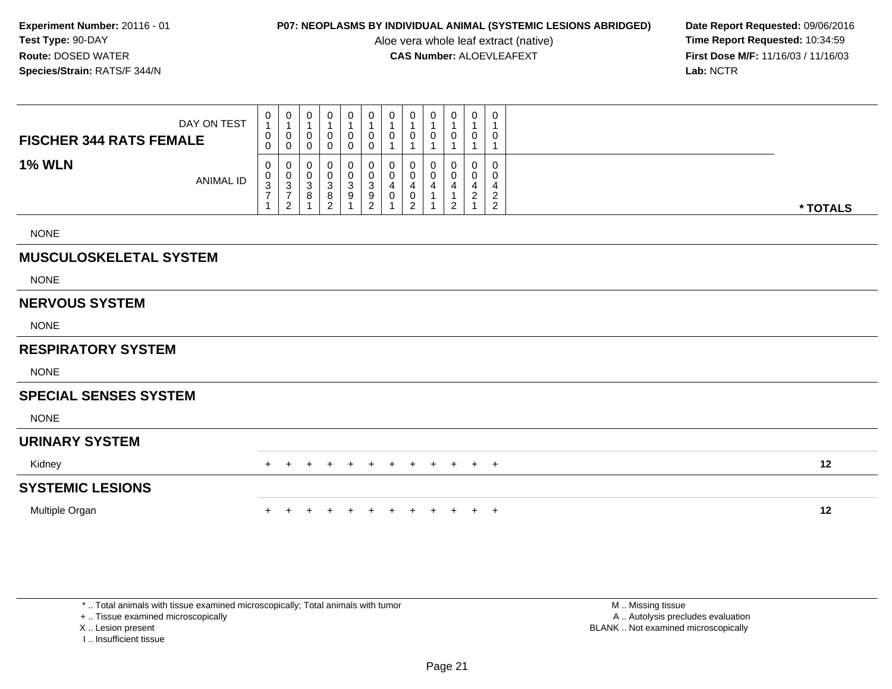**Experiment Number:** 20116 - 01
**Test Type:** 90-DAY
**Route:** DOSED WATER
**Species/Strain:** RATS/F 344/N

**P07: NEOPLASMS BY INDIVIDUAL ANIMAL (SYSTEMIC LESIONS ABRIDGED)**
Aloe vera whole leaf extract (native)
**CAS Number:** ALOEVLEAFEXT

**Date Report Requested:** 09/06/2016
**Time Report Requested:** 10:34:59
**First Dose M/F:** 11/16/03 / 11/16/03
**Lab:** NCTR

| FISCHER 344 RATS FEMALE — DAY ON TEST | 0100 | 0100 | 0100 | 0100 | 0100 | 0100 | 0101 | 0101 | 0101 | 0101 | 0101 | 0101 | |
|---|---|---|---|---|---|---|---|---|---|---|---|---|---|
| **1% WLN** — ANIMAL ID | 00371 | 00372 | 00381 | 00382 | 00391 | 00392 | 00401 | 00402 | 00411 | 00412 | 00421 | 00422 | *** TOTALS** |
| NONE | | | | | | | | | | | | | |
| **MUSCULOSKELETAL SYSTEM** | | | | | | | | | | | | | |
| NONE | | | | | | | | | | | | | |
| **NERVOUS SYSTEM** | | | | | | | | | | | | | |
| NONE | | | | | | | | | | | | | |
| **RESPIRATORY SYSTEM** | | | | | | | | | | | | | |
| NONE | | | | | | | | | | | | | |
| **SPECIAL SENSES SYSTEM** | | | | | | | | | | | | | |
| NONE | | | | | | | | | | | | | |
| **URINARY SYSTEM** | | | | | | | | | | | | | |
| Kidney | + | + | + | + | + | + | + | + | + | + | + | + | **12** |
| **SYSTEMIC LESIONS** | | | | | | | | | | | | | |
| Multiple Organ | + | + | + | + | + | + | + | + | + | + | + | + | **12** |

\* .. Total animals with tissue examined microscopically; Total animals with tumor
\+ .. Tissue examined microscopically
X .. Lesion present
I .. Insufficient tissue

M .. Missing tissue
A .. Autolysis precludes evaluation
BLANK .. Not examined microscopically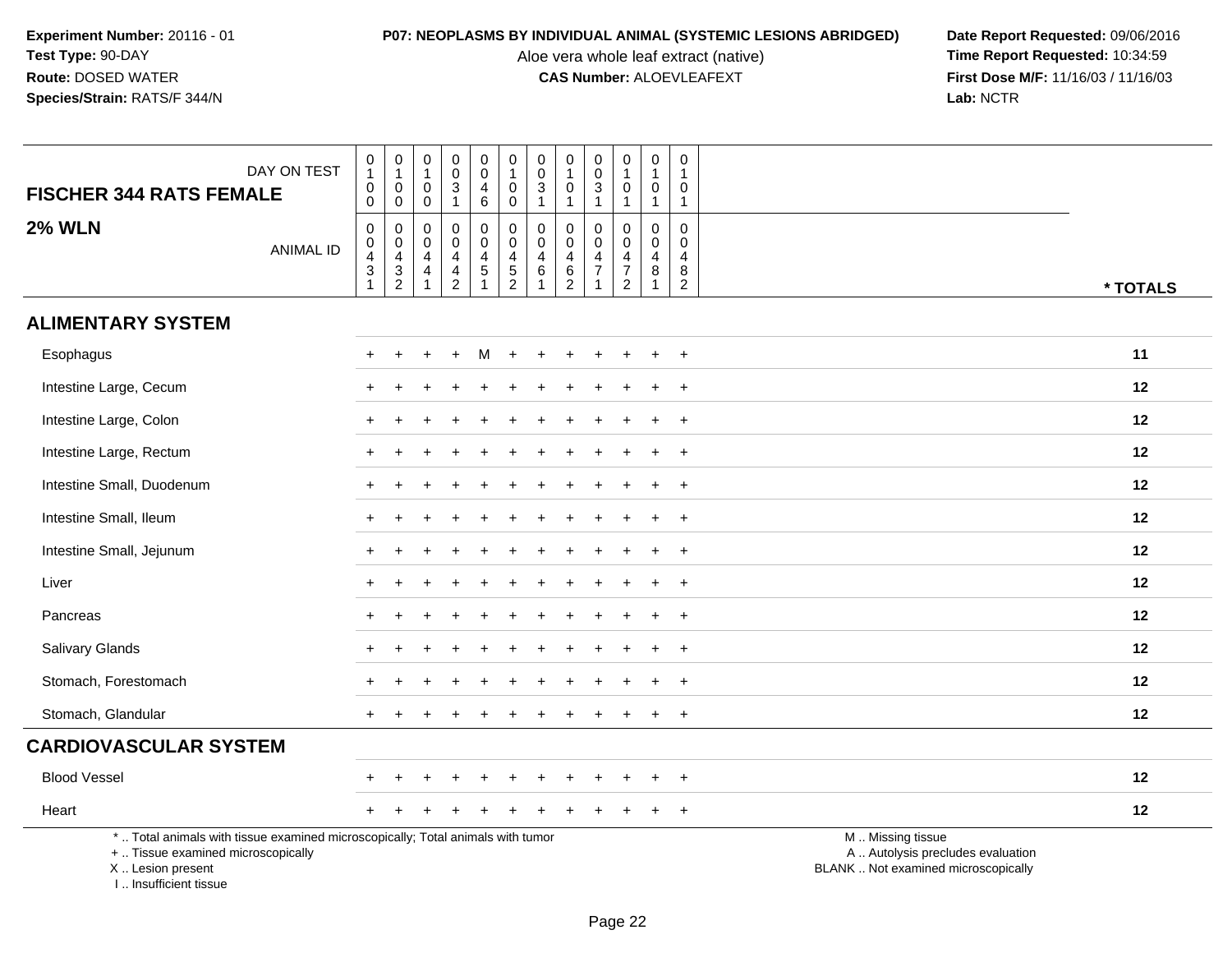**Experiment Number:** 20116 - 01
**Test Type:** 90-DAY
**Route:** DOSED WATER
**Species/Strain:** RATS/F 344/N

**P07: NEOPLASMS BY INDIVIDUAL ANIMAL (SYSTEMIC LESIONS ABRIDGED)**
Aloe vera whole leaf extract (native)
**CAS Number:** ALOEVLEAFEXT

**Date Report Requested:** 09/06/2016
**Time Report Requested:** 10:34:59
**First Dose M/F:** 11/16/03 / 11/16/03
**Lab:** NCTR

**FISCHER 344 RATS FEMALE**
**2% WLN**

| DAY ON TEST | 0100 | 0100 | 0100 | 0031 | 0046 | 0100 | 0031 | 0101 | 0031 | 0101 | 0101 | 0101 | |
|---|---|---|---|---|---|---|---|---|---|---|---|---|---|
| ANIMAL ID | 00431 | 00432 | 00441 | 00442 | 00451 | 00452 | 00461 | 00462 | 00471 | 00472 | 00481 | 00482 | * TOTALS |
| **ALIMENTARY SYSTEM** | | | | | | | | | | | | | |
| Esophagus | + | + | + | + | M | + | + | + | + | + | + | + | 11 |
| Intestine Large, Cecum | + | + | + | + | + | + | + | + | + | + | + | + | 12 |
| Intestine Large, Colon | + | + | + | + | + | + | + | + | + | + | + | + | 12 |
| Intestine Large, Rectum | + | + | + | + | + | + | + | + | + | + | + | + | 12 |
| Intestine Small, Duodenum | + | + | + | + | + | + | + | + | + | + | + | + | 12 |
| Intestine Small, Ileum | + | + | + | + | + | + | + | + | + | + | + | + | 12 |
| Intestine Small, Jejunum | + | + | + | + | + | + | + | + | + | + | + | + | 12 |
| Liver | + | + | + | + | + | + | + | + | + | + | + | + | 12 |
| Pancreas | + | + | + | + | + | + | + | + | + | + | + | + | 12 |
| Salivary Glands | + | + | + | + | + | + | + | + | + | + | + | + | 12 |
| Stomach, Forestomach | + | + | + | + | + | + | + | + | + | + | + | + | 12 |
| Stomach, Glandular | + | + | + | + | + | + | + | + | + | + | + | + | 12 |
| **CARDIOVASCULAR SYSTEM** | | | | | | | | | | | | | |
| Blood Vessel | + | + | + | + | + | + | + | + | + | + | + | + | 12 |
| Heart | + | + | + | + | + | + | + | + | + | + | + | + | 12 |

\* .. Total animals with tissue examined microscopically; Total animals with tumor
\+ .. Tissue examined microscopically
X .. Lesion present
I .. Insufficient tissue

M .. Missing tissue
A .. Autolysis precludes evaluation
BLANK .. Not examined microscopically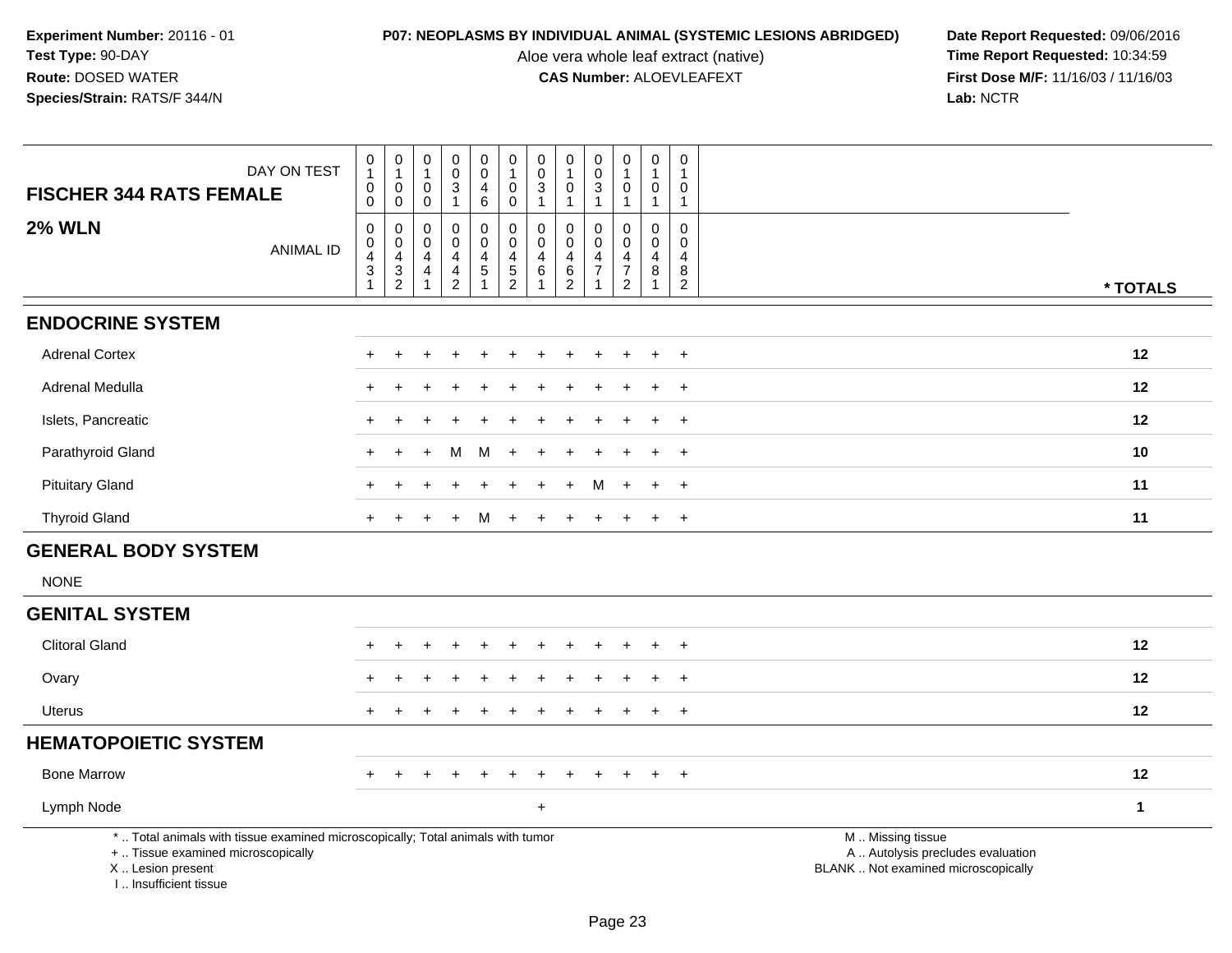Experiment Number: 20116 - 01
Test Type: 90-DAY
Route: DOSED WATER
Species/Strain: RATS/F 344/N

**P07: NEOPLASMS BY INDIVIDUAL ANIMAL (SYSTEMIC LESIONS ABRIDGED)**
Aloe vera whole leaf extract (native)
**CAS Number:** ALOEVLEAFEXT

Date Report Requested: 09/06/2016
Time Report Requested: 10:34:59
First Dose M/F: 11/16/03 / 11/16/03
Lab: NCTR

| FISCHER 344 RATS FEMALE — DAY ON TEST | 0100 | 0100 | 0100 | 0031 | 0046 | 0100 | 0031 | 0101 | 0031 | 0101 | 0101 | 0101 | |
|---|---|---|---|---|---|---|---|---|---|---|---|---|---|
| **2% WLN** — ANIMAL ID | 00431 | 00432 | 00441 | 00442 | 00451 | 00452 | 00461 | 00462 | 00471 | 00472 | 00481 | 00482 | * TOTALS |
| **ENDOCRINE SYSTEM** | | | | | | | | | | | | | |
| Adrenal Cortex | + | + | + | + | + | + | + | + | + | + | + | + | 12 |
| Adrenal Medulla | + | + | + | + | + | + | + | + | + | + | + | + | 12 |
| Islets, Pancreatic | + | + | + | + | + | + | + | + | + | + | + | + | 12 |
| Parathyroid Gland | + | + | + | M | M | + | + | + | + | + | + | + | 10 |
| Pituitary Gland | + | + | + | + | + | + | + | + | M | + | + | + | 11 |
| Thyroid Gland | + | + | + | + | M | + | + | + | + | + | + | + | 11 |
| **GENERAL BODY SYSTEM** | | | | | | | | | | | | | |
| NONE | | | | | | | | | | | | | |
| **GENITAL SYSTEM** | | | | | | | | | | | | | |
| Clitoral Gland | + | + | + | + | + | + | + | + | + | + | + | + | 12 |
| Ovary | + | + | + | + | + | + | + | + | + | + | + | + | 12 |
| Uterus | + | + | + | + | + | + | + | + | + | + | + | + | 12 |
| **HEMATOPOIETIC SYSTEM** | | | | | | | | | | | | | |
| Bone Marrow | + | + | + | + | + | + | + | + | + | + | + | + | 12 |
| Lymph Node | | | | | | | + | | | | | | 1 |

* .. Total animals with tissue examined microscopically; Total animals with tumor
+ .. Tissue examined microscopically
X .. Lesion present
I .. Insufficient tissue

M .. Missing tissue
A .. Autolysis precludes evaluation
BLANK .. Not examined microscopically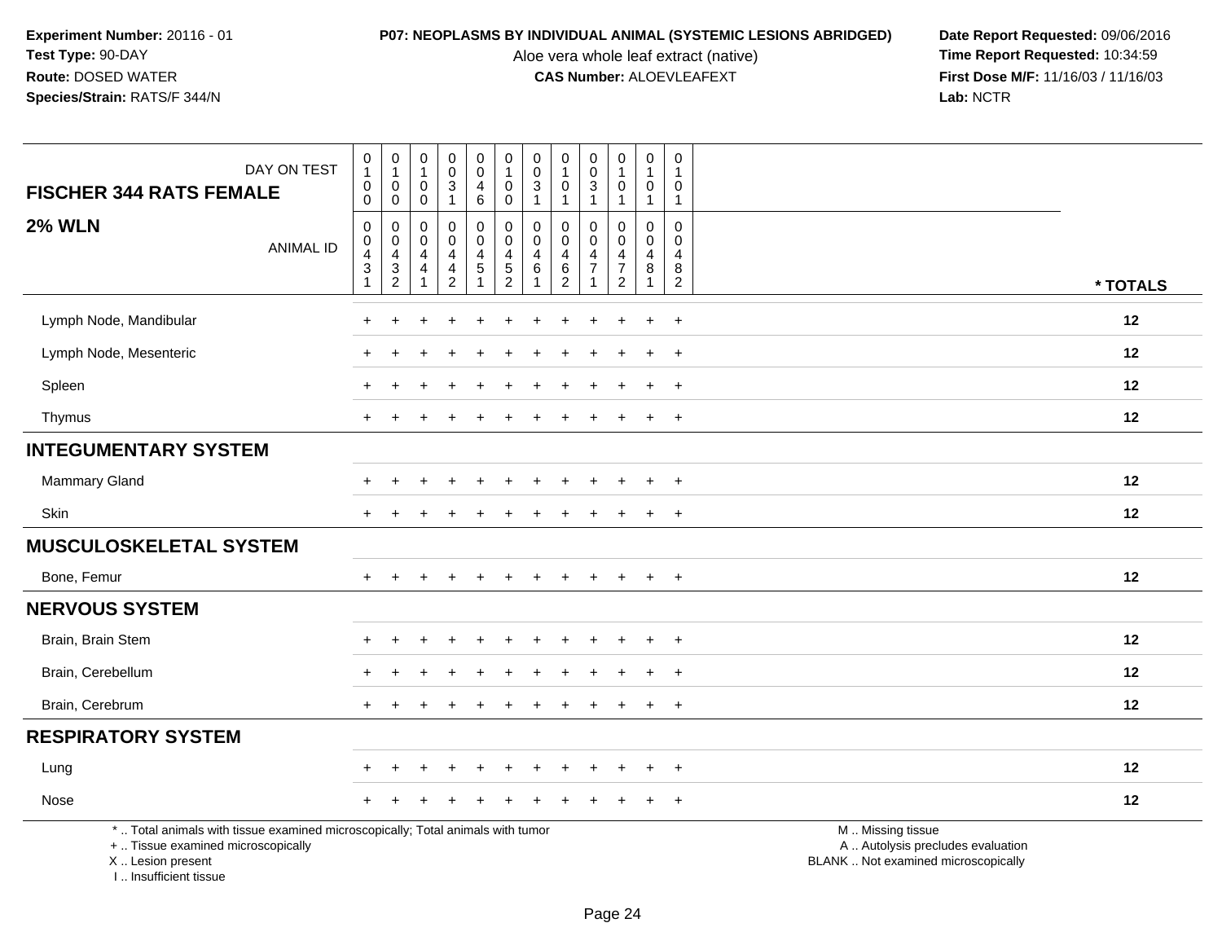**Experiment Number:** 20116 - 01
**Test Type:** 90-DAY
**Route:** DOSED WATER
**Species/Strain:** RATS/F 344/N

**P07: NEOPLASMS BY INDIVIDUAL ANIMAL (SYSTEMIC LESIONS ABRIDGED)**
Aloe vera whole leaf extract (native)
**CAS Number:** ALOEVLEAFEXT

**Date Report Requested:** 09/06/2016
**Time Report Requested:** 10:34:59
**First Dose M/F:** 11/16/03 / 11/16/03
**Lab:** NCTR

| FISCHER 344 RATS FEMALE — DAY ON TEST | 0100 | 0100 | 0100 | 0031 | 0046 | 0100 | 0031 | 0101 | 0031 | 0101 | 0101 | 0101 | |
|---|---|---|---|---|---|---|---|---|---|---|---|---|---|
| **2% WLN** — ANIMAL ID | 00431 | 00432 | 00441 | 00442 | 00451 | 00452 | 00461 | 00462 | 00471 | 00472 | 00481 | 00482 | * TOTALS |
| Lymph Node, Mandibular | + | + | + | + | + | + | + | + | + | + | + | + | 12 |
| Lymph Node, Mesenteric | + | + | + | + | + | + | + | + | + | + | + | + | 12 |
| Spleen | + | + | + | + | + | + | + | + | + | + | + | + | 12 |
| Thymus | + | + | + | + | + | + | + | + | + | + | + | + | 12 |
| **INTEGUMENTARY SYSTEM** | | | | | | | | | | | | | |
| Mammary Gland | + | + | + | + | + | + | + | + | + | + | + | + | 12 |
| Skin | + | + | + | + | + | + | + | + | + | + | + | + | 12 |
| **MUSCULOSKELETAL SYSTEM** | | | | | | | | | | | | | |
| Bone, Femur | + | + | + | + | + | + | + | + | + | + | + | + | 12 |
| **NERVOUS SYSTEM** | | | | | | | | | | | | | |
| Brain, Brain Stem | + | + | + | + | + | + | + | + | + | + | + | + | 12 |
| Brain, Cerebellum | + | + | + | + | + | + | + | + | + | + | + | + | 12 |
| Brain, Cerebrum | + | + | + | + | + | + | + | + | + | + | + | + | 12 |
| **RESPIRATORY SYSTEM** | | | | | | | | | | | | | |
| Lung | + | + | + | + | + | + | + | + | + | + | + | + | 12 |
| Nose | + | + | + | + | + | + | + | + | + | + | + | + | 12 |

* .. Total animals with tissue examined microscopically; Total animals with tumor
+ .. Tissue examined microscopically
X .. Lesion present
I .. Insufficient tissue

M .. Missing tissue
A .. Autolysis precludes evaluation
BLANK .. Not examined microscopically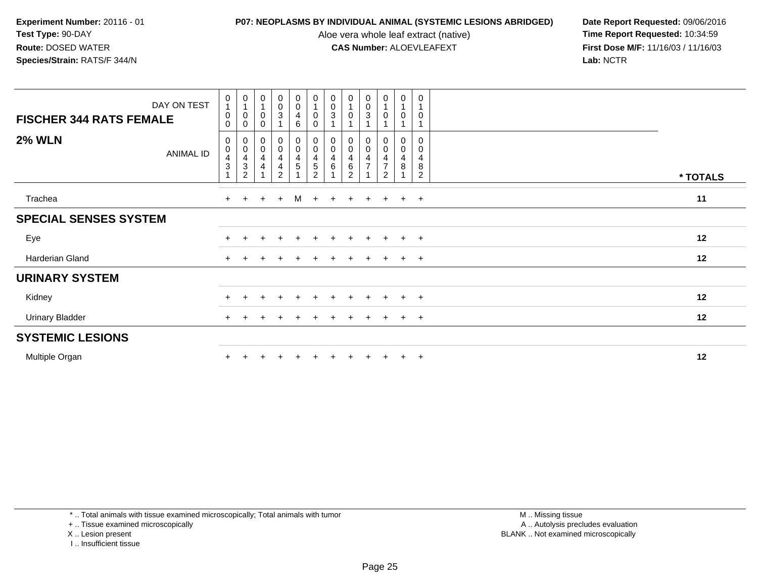**Experiment Number:** 20116 - 01
**Test Type:** 90-DAY
**Route:** DOSED WATER
**Species/Strain:** RATS/F 344/N

**P07: NEOPLASMS BY INDIVIDUAL ANIMAL (SYSTEMIC LESIONS ABRIDGED)**
Aloe vera whole leaf extract (native)
**CAS Number:** ALOEVLEAFEXT

**Date Report Requested:** 09/06/2016
**Time Report Requested:** 10:34:59
**First Dose M/F:** 11/16/03 / 11/16/03
**Lab:** NCTR

| FISCHER 344 RATS FEMALE — DAY ON TEST | 0100 | 0100 | 0100 | 0031 | 0046 | 0100 | 0031 | 0101 | 0031 | 0101 | 0101 | 0101 | |
|---|---|---|---|---|---|---|---|---|---|---|---|---|---|
| **2% WLN** — ANIMAL ID | 00431 | 00432 | 00441 | 00442 | 00451 | 00452 | 00461 | 00462 | 00471 | 00472 | 00481 | 00482 | * TOTALS |
| Trachea | + | + | + | + | M | + | + | + | + | + | + | + | 11 |
| **SPECIAL SENSES SYSTEM** | | | | | | | | | | | | | |
| Eye | + | + | + | + | + | + | + | + | + | + | + | + | 12 |
| Harderian Gland | + | + | + | + | + | + | + | + | + | + | + | + | 12 |
| **URINARY SYSTEM** | | | | | | | | | | | | | |
| Kidney | + | + | + | + | + | + | + | + | + | + | + | + | 12 |
| Urinary Bladder | + | + | + | + | + | + | + | + | + | + | + | + | 12 |
| **SYSTEMIC LESIONS** | | | | | | | | | | | | | |
| Multiple Organ | + | + | + | + | + | + | + | + | + | + | + | + | 12 |

\* .. Total animals with tissue examined microscopically; Total animals with tumor
\+ .. Tissue examined microscopically
X .. Lesion present
I .. Insufficient tissue

M .. Missing tissue
A .. Autolysis precludes evaluation
BLANK .. Not examined microscopically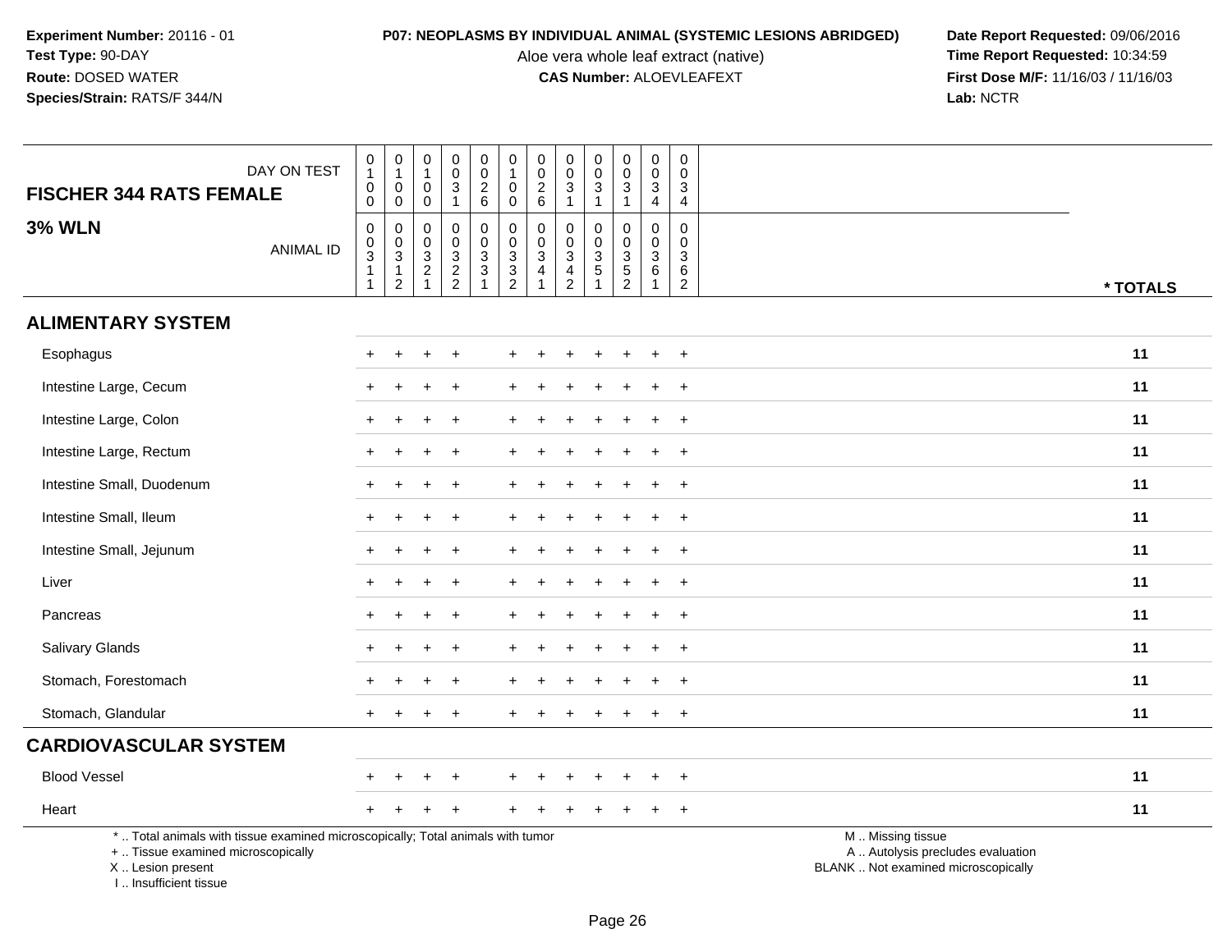**Experiment Number:** 20116 - 01
**Test Type:** 90-DAY
**Route:** DOSED WATER
**Species/Strain:** RATS/F 344/N

**P07: NEOPLASMS BY INDIVIDUAL ANIMAL (SYSTEMIC LESIONS ABRIDGED)**
Aloe vera whole leaf extract (native)
**CAS Number:** ALOEVLEAFEXT

**Date Report Requested:** 09/06/2016
**Time Report Requested:** 10:34:59
**First Dose M/F:** 11/16/03 / 11/16/03
**Lab:** NCTR

## FISCHER 344 RATS FEMALE — 3% WLN

| DAY ON TEST | 0100 | 0100 | 0100 | 0031 | 0026 | 0100 | 0026 | 0031 | 0031 | 0031 | 0034 | 0034 | |
|---|---|---|---|---|---|---|---|---|---|---|---|---|---|
| ANIMAL ID | 00311 | 00312 | 00321 | 00322 | 00331 | 00332 | 00341 | 00342 | 00351 | 00352 | 00361 | 00362 | * TOTALS |
| **ALIMENTARY SYSTEM** | | | | | | | | | | | | | |
| Esophagus | + | + | + | + | | + | + | + | + | + | + | + | 11 |
| Intestine Large, Cecum | + | + | + | + | | + | + | + | + | + | + | + | 11 |
| Intestine Large, Colon | + | + | + | + | | + | + | + | + | + | + | + | 11 |
| Intestine Large, Rectum | + | + | + | + | | + | + | + | + | + | + | + | 11 |
| Intestine Small, Duodenum | + | + | + | + | | + | + | + | + | + | + | + | 11 |
| Intestine Small, Ileum | + | + | + | + | | + | + | + | + | + | + | + | 11 |
| Intestine Small, Jejunum | + | + | + | + | | + | + | + | + | + | + | + | 11 |
| Liver | + | + | + | + | | + | + | + | + | + | + | + | 11 |
| Pancreas | + | + | + | + | | + | + | + | + | + | + | + | 11 |
| Salivary Glands | + | + | + | + | | + | + | + | + | + | + | + | 11 |
| Stomach, Forestomach | + | + | + | + | | + | + | + | + | + | + | + | 11 |
| Stomach, Glandular | + | + | + | + | | + | + | + | + | + | + | + | 11 |
| **CARDIOVASCULAR SYSTEM** | | | | | | | | | | | | | |
| Blood Vessel | + | + | + | + | | + | + | + | + | + | + | + | 11 |
| Heart | + | + | + | + | | + | + | + | + | + | + | + | 11 |

* .. Total animals with tissue examined microscopically; Total animals with tumor
+ .. Tissue examined microscopically
X .. Lesion present
I .. Insufficient tissue

M .. Missing tissue
A .. Autolysis precludes evaluation
BLANK .. Not examined microscopically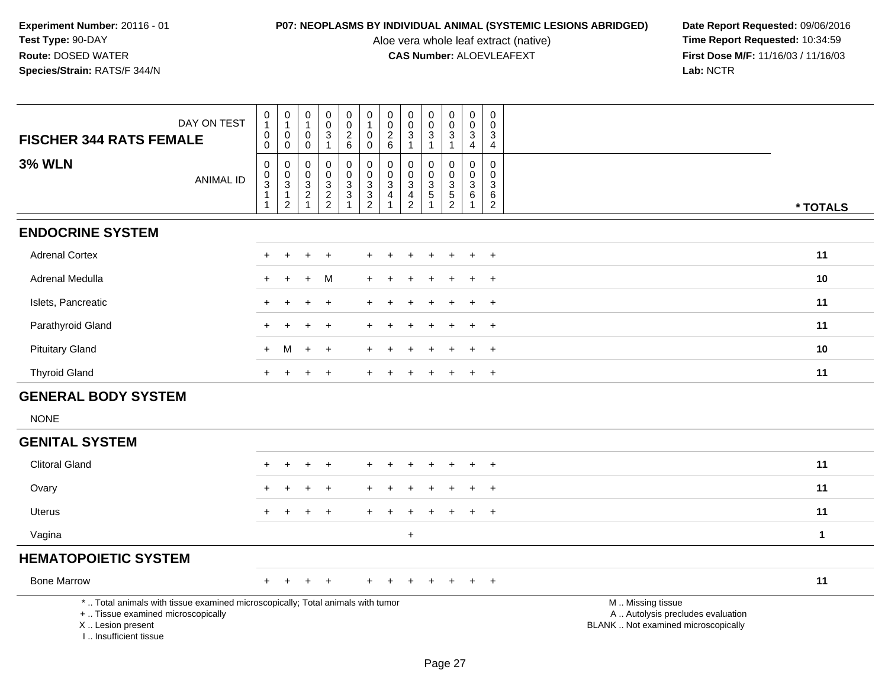**Experiment Number:** 20116 - 01
**Test Type:** 90-DAY
**Route:** DOSED WATER
**Species/Strain:** RATS/F 344/N

**P07: NEOPLASMS BY INDIVIDUAL ANIMAL (SYSTEMIC LESIONS ABRIDGED)**
Aloe vera whole leaf extract (native)
**CAS Number:** ALOEVLEAFEXT

**Date Report Requested:** 09/06/2016
**Time Report Requested:** 10:34:59
**First Dose M/F:** 11/16/03 / 11/16/03
**Lab:** NCTR

| FISCHER 344 RATS FEMALE — DAY ON TEST | 0100 | 0100 | 0100 | 0031 | 0026 | 0100 | 0026 | 0031 | 0031 | 0031 | 0034 | 0034 | |
|---|---|---|---|---|---|---|---|---|---|---|---|---|---|
| **3% WLN** — ANIMAL ID | 00311 | 00312 | 00321 | 00322 | 00331 | 00332 | 00341 | 00342 | 00351 | 00352 | 00361 | 00362 | * TOTALS |
| **ENDOCRINE SYSTEM** | | | | | | | | | | | | | |
| Adrenal Cortex | + | + | + | + | | + | + | + | + | + | + | + | 11 |
| Adrenal Medulla | + | + | + | M | | + | + | + | + | + | + | + | 10 |
| Islets, Pancreatic | + | + | + | + | | + | + | + | + | + | + | + | 11 |
| Parathyroid Gland | + | + | + | + | | + | + | + | + | + | + | + | 11 |
| Pituitary Gland | + | M | + | + | | + | + | + | + | + | + | + | 10 |
| Thyroid Gland | + | + | + | + | | + | + | + | + | + | + | + | 11 |
| **GENERAL BODY SYSTEM** | | | | | | | | | | | | | |
| NONE | | | | | | | | | | | | | |
| **GENITAL SYSTEM** | | | | | | | | | | | | | |
| Clitoral Gland | + | + | + | + | | + | + | + | + | + | + | + | 11 |
| Ovary | + | + | + | + | | + | + | + | + | + | + | + | 11 |
| Uterus | + | + | + | + | | + | + | + | + | + | + | + | 11 |
| Vagina | | | | | | | | + | | | | | 1 |
| **HEMATOPOIETIC SYSTEM** | | | | | | | | | | | | | |
| Bone Marrow | + | + | + | + | | + | + | + | + | + | + | + | 11 |

* .. Total animals with tissue examined microscopically; Total animals with tumor
+ .. Tissue examined microscopically
X .. Lesion present
I .. Insufficient tissue

M .. Missing tissue
A .. Autolysis precludes evaluation
BLANK .. Not examined microscopically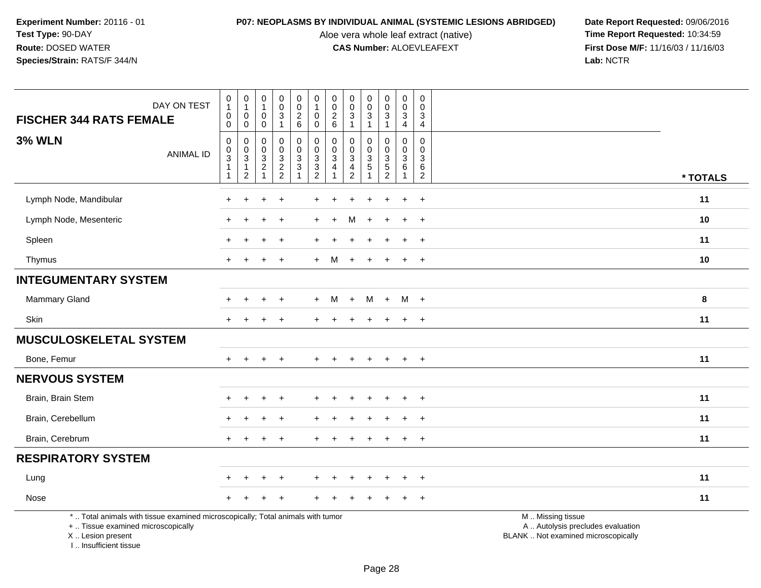**Experiment Number:** 20116 - 01
**Test Type:** 90-DAY
**Route:** DOSED WATER
**Species/Strain:** RATS/F 344/N

**P07: NEOPLASMS BY INDIVIDUAL ANIMAL (SYSTEMIC LESIONS ABRIDGED)**
Aloe vera whole leaf extract (native)
**CAS Number:** ALOEVLEAFEXT

**Date Report Requested:** 09/06/2016
**Time Report Requested:** 10:34:59
**First Dose M/F:** 11/16/03 / 11/16/03
**Lab:** NCTR

| FISCHER 344 RATS FEMALE — DAY ON TEST | 0100 | 0100 | 0100 | 0031 | 0026 | 0100 | 0026 | 0031 | 0031 | 0031 | 0034 | 0034 | |
|---|---|---|---|---|---|---|---|---|---|---|---|---|---|
| **3% WLN** — ANIMAL ID | 00311 | 00312 | 00321 | 00322 | 00331 | 00332 | 00341 | 00342 | 00351 | 00352 | 00361 | 00362 | *** TOTALS** |
| Lymph Node, Mandibular | + | + | + | + | | + | + | + | + | + | + | + | **11** |
| Lymph Node, Mesenteric | + | + | + | + | | + | + | M | + | + | + | + | **10** |
| Spleen | + | + | + | + | | + | + | + | + | + | + | + | **11** |
| Thymus | + | + | + | + | | + | M | + | + | + | + | + | **10** |
| **INTEGUMENTARY SYSTEM** | | | | | | | | | | | | | |
| Mammary Gland | + | + | + | + | | + | M | + | M | + | M | + | **8** |
| Skin | + | + | + | + | | + | + | + | + | + | + | + | **11** |
| **MUSCULOSKELETAL SYSTEM** | | | | | | | | | | | | | |
| Bone, Femur | + | + | + | + | | + | + | + | + | + | + | + | **11** |
| **NERVOUS SYSTEM** | | | | | | | | | | | | | |
| Brain, Brain Stem | + | + | + | + | | + | + | + | + | + | + | + | **11** |
| Brain, Cerebellum | + | + | + | + | | + | + | + | + | + | + | + | **11** |
| Brain, Cerebrum | + | + | + | + | | + | + | + | + | + | + | + | **11** |
| **RESPIRATORY SYSTEM** | | | | | | | | | | | | | |
| Lung | + | + | + | + | | + | + | + | + | + | + | + | **11** |
| Nose | + | + | + | + | | + | + | + | + | + | + | + | **11** |

* .. Total animals with tissue examined microscopically; Total animals with tumor
+ .. Tissue examined microscopically
X .. Lesion present
I .. Insufficient tissue

M .. Missing tissue
A .. Autolysis precludes evaluation
BLANK .. Not examined microscopically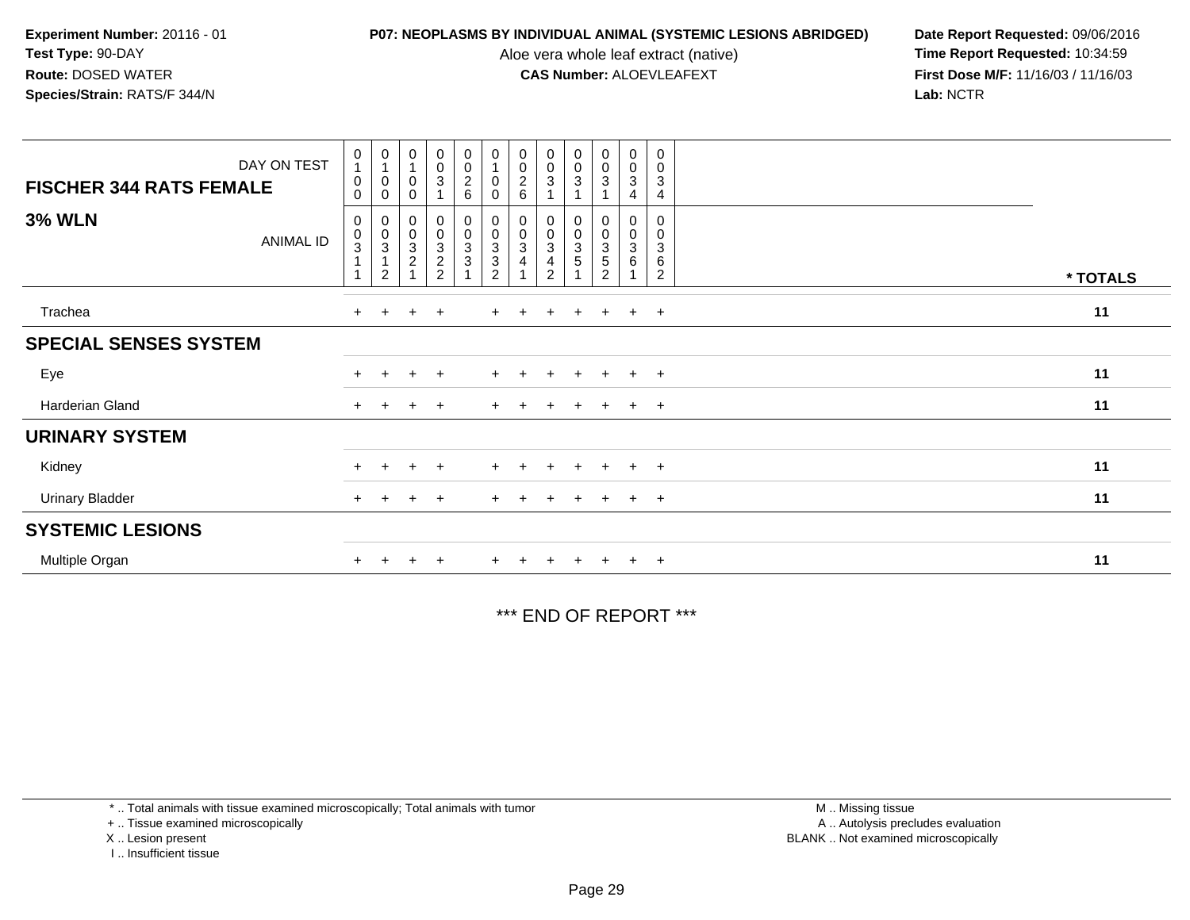**Experiment Number:** 20116 - 01
**Test Type:** 90-DAY
**Route:** DOSED WATER
**Species/Strain:** RATS/F 344/N

**P07: NEOPLASMS BY INDIVIDUAL ANIMAL (SYSTEMIC LESIONS ABRIDGED)**
Aloe vera whole leaf extract (native)
**CAS Number:** ALOEVLEAFEXT

**Date Report Requested:** 09/06/2016
**Time Report Requested:** 10:34:59
**First Dose M/F:** 11/16/03 / 11/16/03
**Lab:** NCTR

| FISCHER 344 RATS FEMALE — DAY ON TEST | 0100 | 0100 | 0100 | 0031 | 0026 | 0100 | 0026 | 0031 | 0031 | 0031 | 0034 | 0034 | |
|---|---|---|---|---|---|---|---|---|---|---|---|---|---|
| **3% WLN** — ANIMAL ID | 00311 | 00312 | 00321 | 00322 | 00331 | 00332 | 00341 | 00342 | 00351 | 00352 | 00361 | 00362 | * TOTALS |
| Trachea | + | + | + | + | | + | + | + | + | + | + | + | **11** |
| **SPECIAL SENSES SYSTEM** | | | | | | | | | | | | | |
| Eye | + | + | + | + | | + | + | + | + | + | + | + | **11** |
| Harderian Gland | + | + | + | + | | + | + | + | + | + | + | + | **11** |
| **URINARY SYSTEM** | | | | | | | | | | | | | |
| Kidney | + | + | + | + | | + | + | + | + | + | + | + | **11** |
| Urinary Bladder | + | + | + | + | | + | + | + | + | + | + | + | **11** |
| **SYSTEMIC LESIONS** | | | | | | | | | | | | | |
| Multiple Organ | + | + | + | + | | + | + | + | + | + | + | + | **11** |

\*\*\* END OF REPORT \*\*\*

\* .. Total animals with tissue examined microscopically; Total animals with tumor
\+ .. Tissue examined microscopically
X .. Lesion present
I .. Insufficient tissue

M .. Missing tissue
A .. Autolysis precludes evaluation
BLANK .. Not examined microscopically